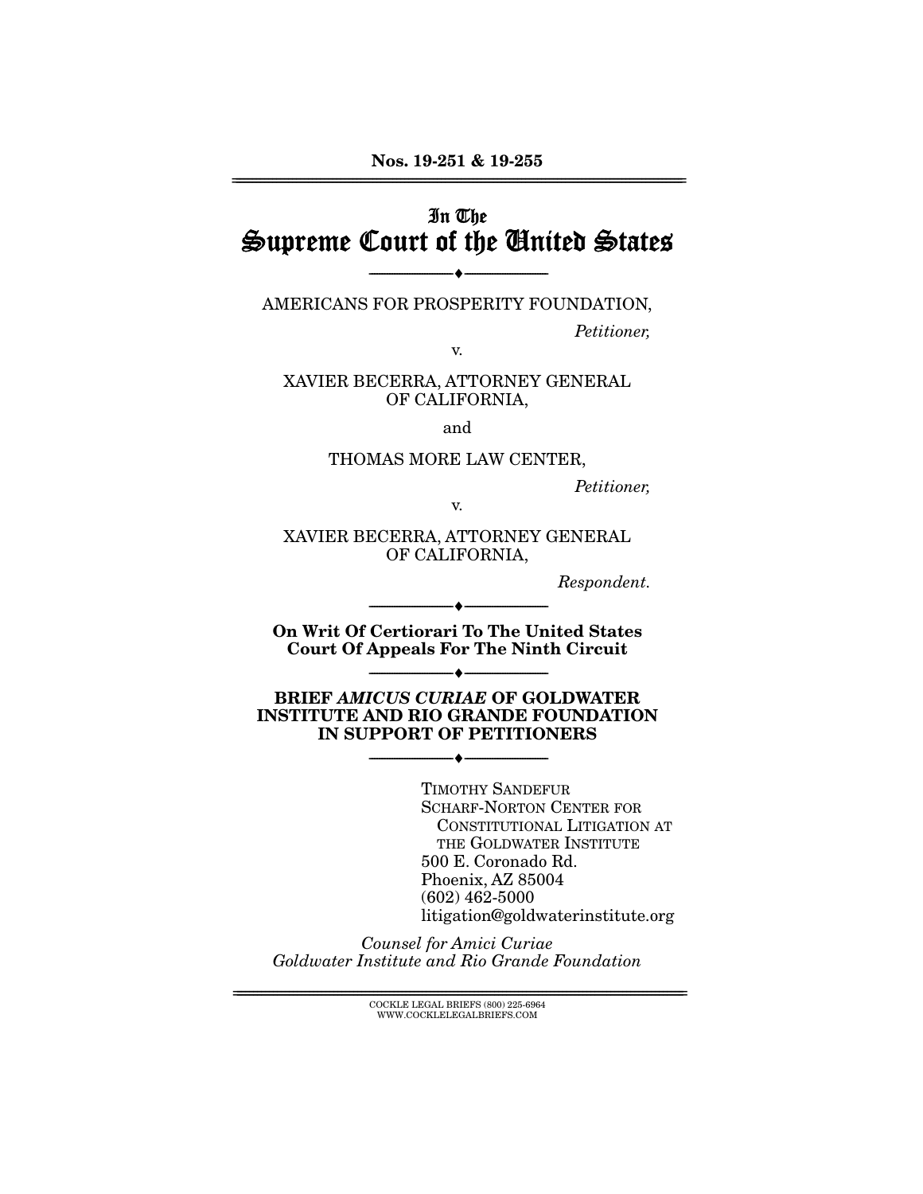**Nos. 19-251 & 19-255**

---

# In The Supreme Court of the United States

---

AMERICANS FOR PROSPERITY FOUNDATION,

*Petitioner,*

v.

XAVIER BECERRA, ATTORNEY GENERAL OF CALIFORNIA,

and

THOMAS MORE LAW CENTER,

*Petitioner,*

v.

XAVIER BECERRA, ATTORNEY GENERAL OF CALIFORNIA,

*Respondent.*

---

**On Writ Of Certiorari To The United States Court Of Appeals For The Ninth Circuit**

---

**BRIEF *AMICUS CURIAE* OF GOLDWATER INSTITUTE AND RIO GRANDE FOUNDATION IN SUPPORT OF PETITIONERS**

---

TIMOTHY SANDEFUR
SCHARF-NORTON CENTER FOR CONSTITUTIONAL LITIGATION AT THE GOLDWATER INSTITUTE
500 E. Coronado Rd.
Phoenix, AZ 85004
(602) 462-5000
litigation@goldwaterinstitute.org

*Counsel for Amici Curiae Goldwater Institute and Rio Grande Foundation*

---

COCKLE LEGAL BRIEFS (800) 225-6964
WWW.COCKLELEGALBRIEFS.COM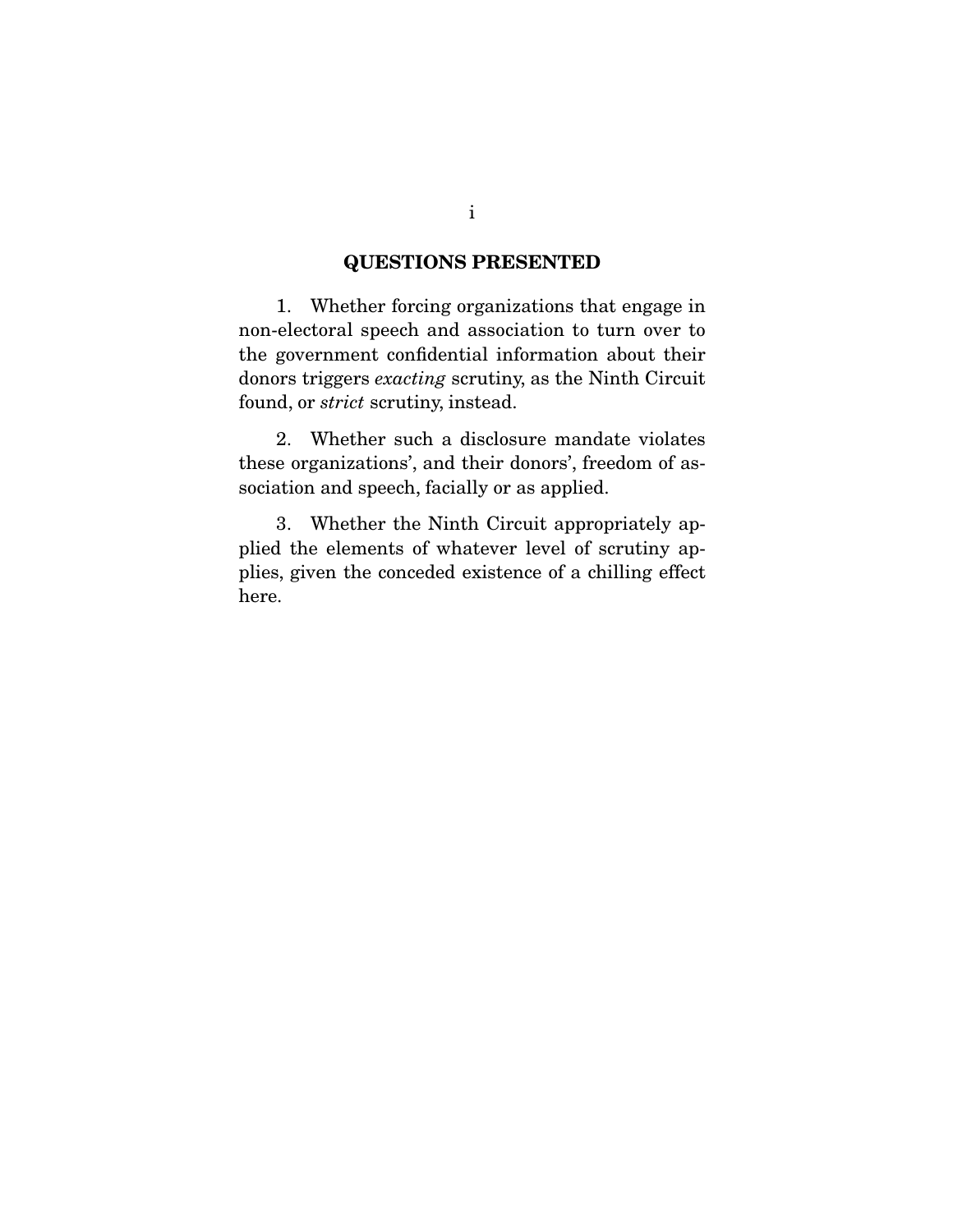## QUESTIONS PRESENTED

1. Whether forcing organizations that engage in non-electoral speech and association to turn over to the government confidential information about their donors triggers *exacting* scrutiny, as the Ninth Circuit found, or *strict* scrutiny, instead.

2. Whether such a disclosure mandate violates these organizations', and their donors', freedom of association and speech, facially or as applied.

3. Whether the Ninth Circuit appropriately applied the elements of whatever level of scrutiny applies, given the conceded existence of a chilling effect here.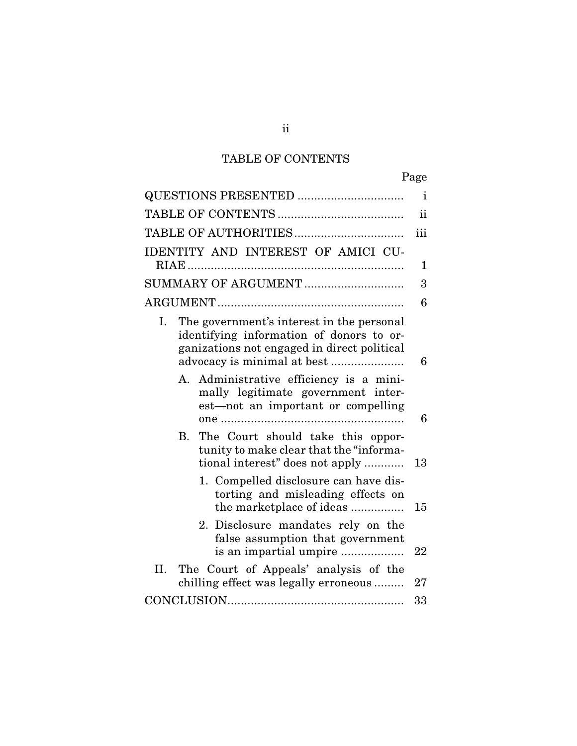# TABLE OF CONTENTS

| | Page |
|---|---|
| QUESTIONS PRESENTED | i |
| TABLE OF CONTENTS | ii |
| TABLE OF AUTHORITIES | iii |
| IDENTITY AND INTEREST OF AMICI CURIAE | 1 |
| SUMMARY OF ARGUMENT | 3 |
| ARGUMENT | 6 |
| I. The government's interest in the personal identifying information of donors to organizations not engaged in direct political advocacy is minimal at best | 6 |
| A. Administrative efficiency is a minimally legitimate government interest—not an important or compelling one | 6 |
| B. The Court should take this opportunity to make clear that the "informational interest" does not apply | 13 |
| 1. Compelled disclosure can have distorting and misleading effects on the marketplace of ideas | 15 |
| 2. Disclosure mandates rely on the false assumption that government is an impartial umpire | 22 |
| II. The Court of Appeals' analysis of the chilling effect was legally erroneous | 27 |
| CONCLUSION | 33 |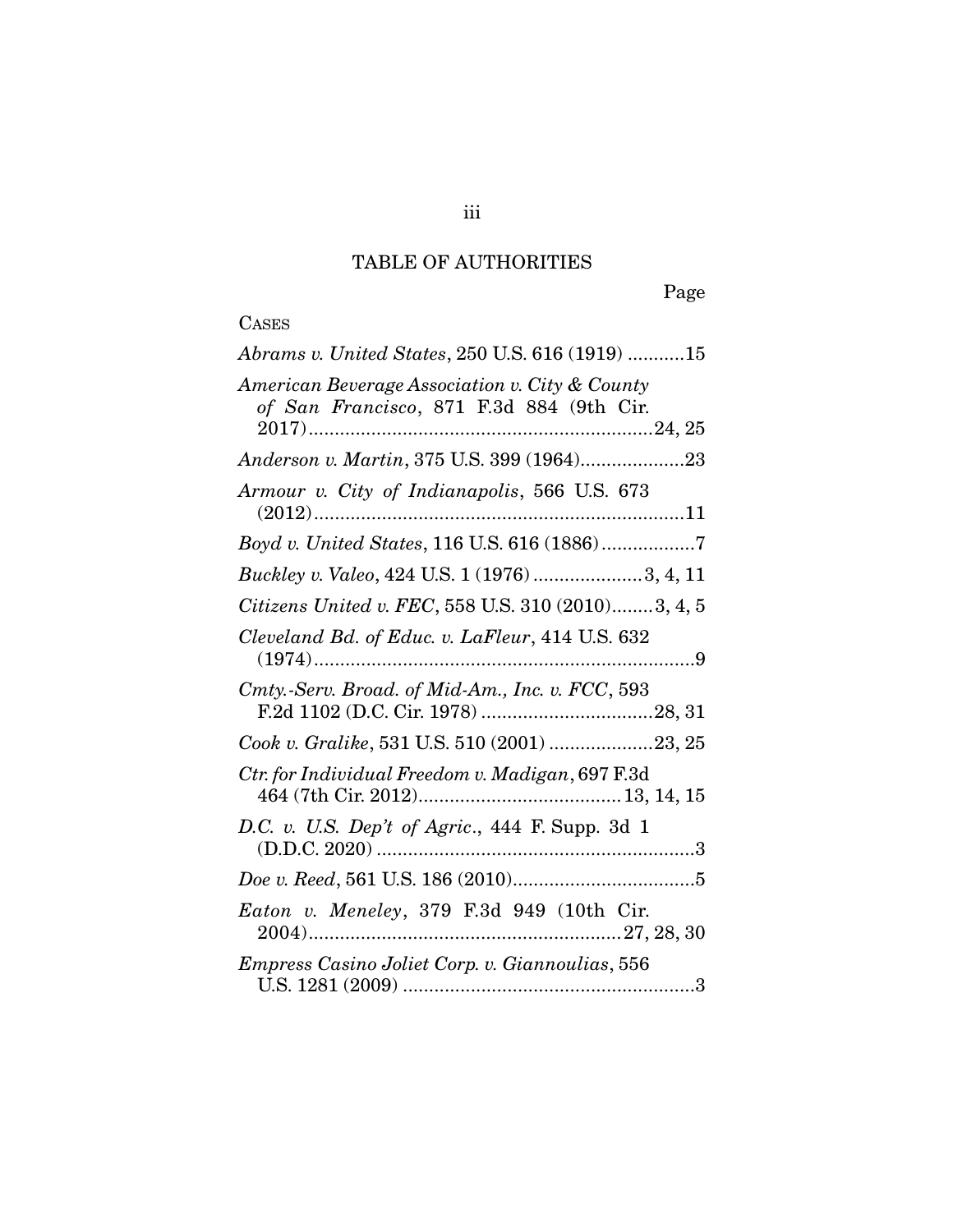## TABLE OF AUTHORITIES

Page

CASES

*Abrams v. United States*, 250 U.S. 616 (1919) ...........15

*American Beverage Association v. City & County of San Francisco*, 871 F.3d 884 (9th Cir. 2017)...................................................................24, 25

*Anderson v. Martin*, 375 U.S. 399 (1964)....................23

*Armour v. City of Indianapolis*, 566 U.S. 673 (2012)........................................................................11

*Boyd v. United States*, 116 U.S. 616 (1886)..................7

*Buckley v. Valeo*, 424 U.S. 1 (1976) .....................3, 4, 11

*Citizens United v. FEC*, 558 U.S. 310 (2010)........3, 4, 5

*Cleveland Bd. of Educ. v. LaFleur*, 414 U.S. 632 (1974).........................................................................9

*Cmty.-Serv. Broad. of Mid-Am., Inc. v. FCC*, 593 F.2d 1102 (D.C. Cir. 1978) .................................28, 31

*Cook v. Gralike*, 531 U.S. 510 (2001) ....................23, 25

*Ctr. for Individual Freedom v. Madigan*, 697 F.3d 464 (7th Cir. 2012)....................................... 13, 14, 15

*D.C. v. U.S. Dep't of Agric.*, 444 F. Supp. 3d 1 (D.D.C. 2020) .............................................................3

*Doe v. Reed*, 561 U.S. 186 (2010)...................................5

*Eaton v. Meneley*, 379 F.3d 949 (10th Cir. 2004)............................................................27, 28, 30

*Empress Casino Joliet Corp. v. Giannoulias*, 556 U.S. 1281 (2009) ........................................................3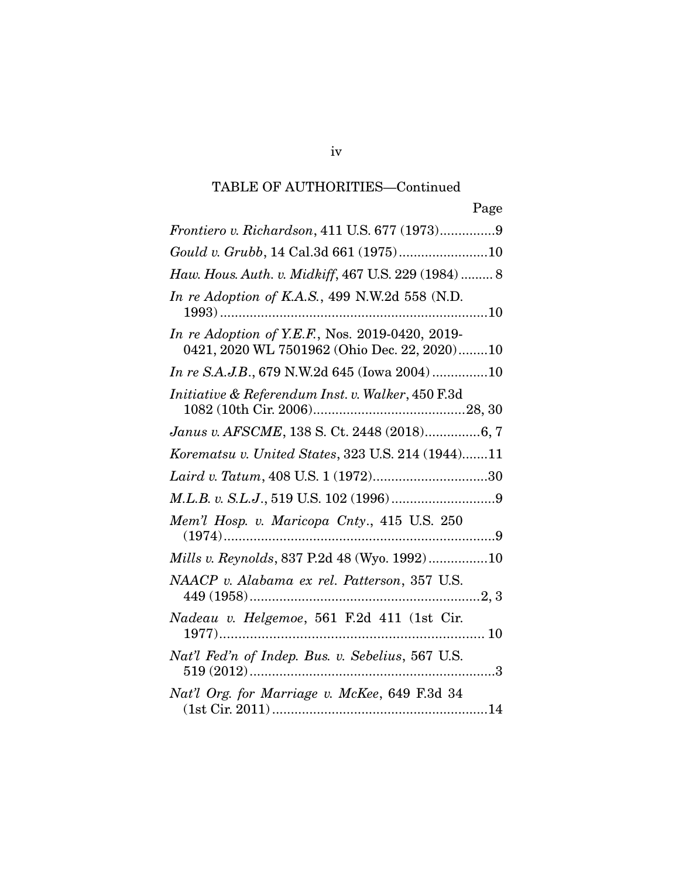TABLE OF AUTHORITIES—Continued

| | Page |
|---|---|
| *Frontiero v. Richardson*, 411 U.S. 677 (1973) | 9 |
| *Gould v. Grubb*, 14 Cal.3d 661 (1975) | 10 |
| *Haw. Hous. Auth. v. Midkiff*, 467 U.S. 229 (1984) | 8 |
| *In re Adoption of K.A.S.*, 499 N.W.2d 558 (N.D. 1993) | 10 |
| *In re Adoption of Y.E.F.*, Nos. 2019-0420, 2019-0421, 2020 WL 7501962 (Ohio Dec. 22, 2020) | 10 |
| *In re S.A.J.B.*, 679 N.W.2d 645 (Iowa 2004) | 10 |
| *Initiative & Referendum Inst. v. Walker*, 450 F.3d 1082 (10th Cir. 2006) | 28, 30 |
| *Janus v. AFSCME*, 138 S. Ct. 2448 (2018) | 6, 7 |
| *Korematsu v. United States*, 323 U.S. 214 (1944) | 11 |
| *Laird v. Tatum*, 408 U.S. 1 (1972) | 30 |
| *M.L.B. v. S.L.J.*, 519 U.S. 102 (1996) | 9 |
| *Mem'l Hosp. v. Maricopa Cnty.*, 415 U.S. 250 (1974) | 9 |
| *Mills v. Reynolds*, 837 P.2d 48 (Wyo. 1992) | 10 |
| *NAACP v. Alabama ex rel. Patterson*, 357 U.S. 449 (1958) | 2, 3 |
| *Nadeau v. Helgemoe*, 561 F.2d 411 (1st Cir. 1977) | 10 |
| *Nat'l Fed'n of Indep. Bus. v. Sebelius*, 567 U.S. 519 (2012) | 3 |
| *Nat'l Org. for Marriage v. McKee*, 649 F.3d 34 (1st Cir. 2011) | 14 |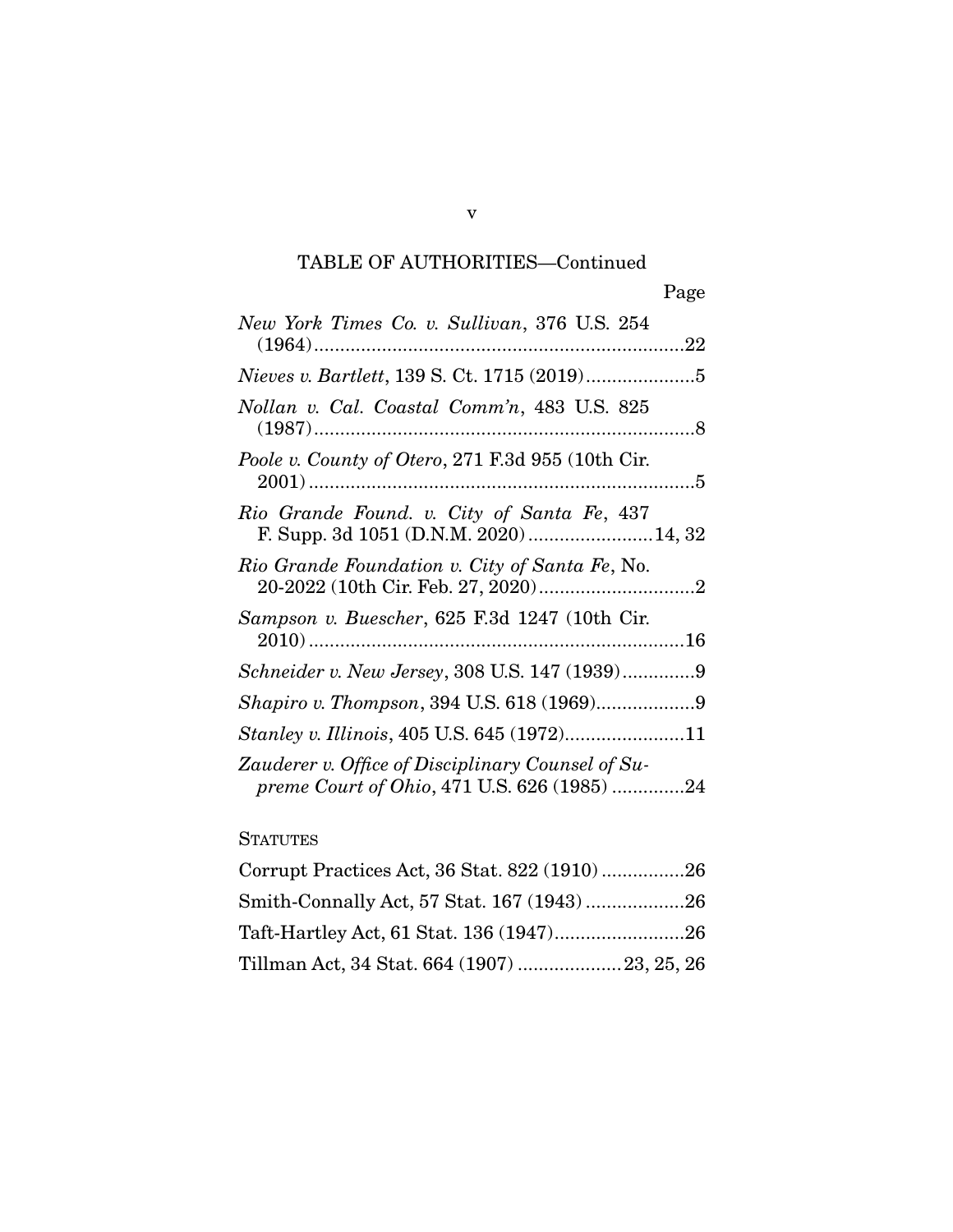TABLE OF AUTHORITIES—Continued

Page

*New York Times Co. v. Sullivan*, 376 U.S. 254 (1964)........................................................................22

*Nieves v. Bartlett*, 139 S. Ct. 1715 (2019).....................5

*Nollan v. Cal. Coastal Comm'n*, 483 U.S. 825 (1987)..........................................................................8

*Poole v. County of Otero*, 271 F.3d 955 (10th Cir. 2001)..........................................................................5

*Rio Grande Found. v. City of Santa Fe*, 437 F. Supp. 3d 1051 (D.N.M. 2020)........................14, 32

*Rio Grande Foundation v. City of Santa Fe*, No. 20-2022 (10th Cir. Feb. 27, 2020)..............................2

*Sampson v. Buescher*, 625 F.3d 1247 (10th Cir. 2010)........................................................................16

*Schneider v. New Jersey*, 308 U.S. 147 (1939)..............9

*Shapiro v. Thompson*, 394 U.S. 618 (1969)...................9

*Stanley v. Illinois*, 405 U.S. 645 (1972).......................11

*Zauderer v. Office of Disciplinary Counsel of Supreme Court of Ohio*, 471 U.S. 626 (1985) ..............24

STATUTES

Corrupt Practices Act, 36 Stat. 822 (1910) ................26

Smith-Connally Act, 57 Stat. 167 (1943) ...................26

Taft-Hartley Act, 61 Stat. 136 (1947).........................26

Tillman Act, 34 Stat. 664 (1907) ....................23, 25, 26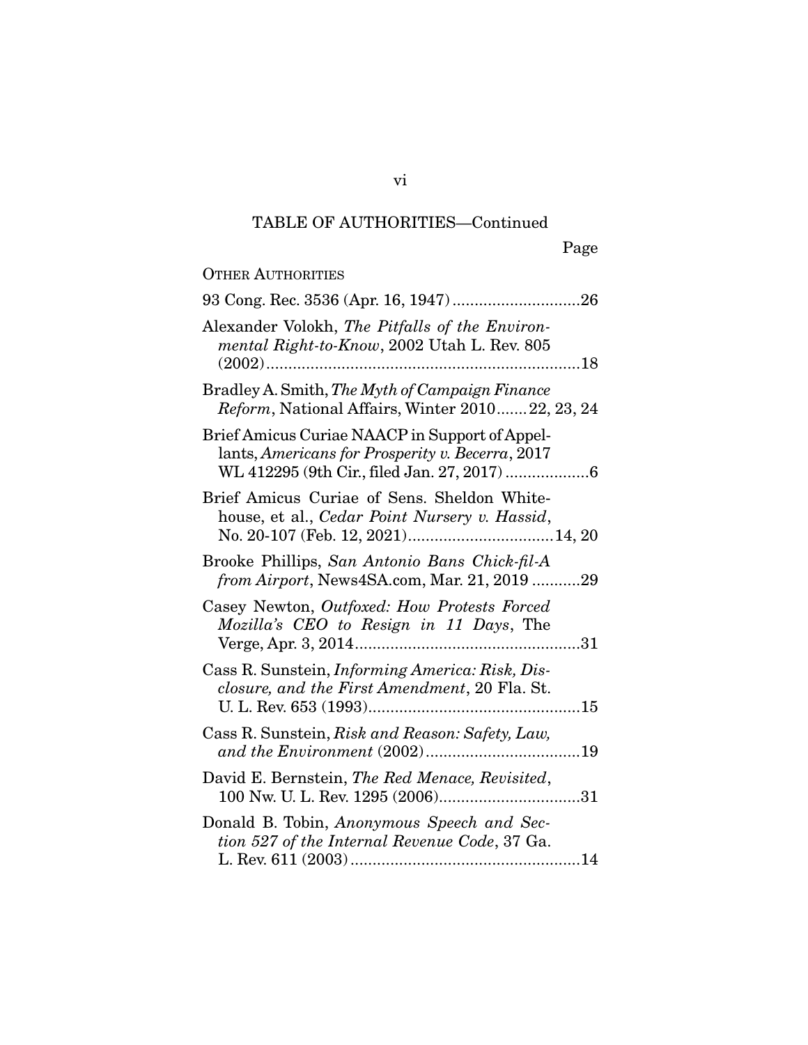TABLE OF AUTHORITIES—Continued

Page

OTHER AUTHORITIES

93 Cong. Rec. 3536 (Apr. 16, 1947) ............................26

Alexander Volokh, *The Pitfalls of the Environmental Right-to-Know*, 2002 Utah L. Rev. 805 (2002) .......................................................................18

Bradley A. Smith, *The Myth of Campaign Finance Reform*, National Affairs, Winter 2010 .......22, 23, 24

Brief Amicus Curiae NAACP in Support of Appellants, *Americans for Prosperity v. Becerra*, 2017 WL 412295 (9th Cir., filed Jan. 27, 2017) ...................6

Brief Amicus Curiae of Sens. Sheldon Whitehouse, et al., *Cedar Point Nursery v. Hassid*, No. 20-107 (Feb. 12, 2021) .................................14, 20

Brooke Phillips, *San Antonio Bans Chick-fil-A from Airport*, News4SA.com, Mar. 21, 2019 ...........29

Casey Newton, *Outfoxed: How Protests Forced Mozilla's CEO to Resign in 11 Days*, The Verge, Apr. 3, 2014 ...................................................31

Cass R. Sunstein, *Informing America: Risk, Disclosure, and the First Amendment*, 20 Fla. St. U. L. Rev. 653 (1993) ................................................15

Cass R. Sunstein, *Risk and Reason: Safety, Law, and the Environment* (2002) ...................................19

David E. Bernstein, *The Red Menace, Revisited*, 100 Nw. U. L. Rev. 1295 (2006) ................................31

Donald B. Tobin, *Anonymous Speech and Section 527 of the Internal Revenue Code*, 37 Ga. L. Rev. 611 (2003) ....................................................14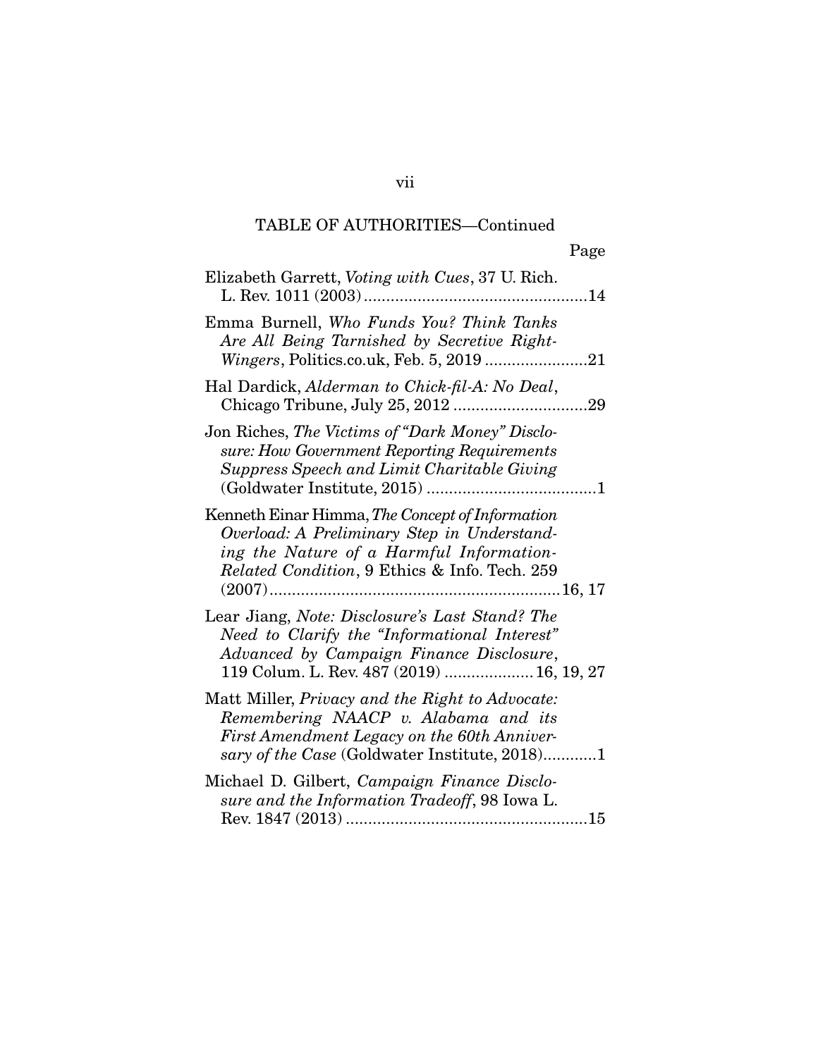TABLE OF AUTHORITIES—Continued

Page

Elizabeth Garrett, *Voting with Cues*, 37 U. Rich. L. Rev. 1011 (2003) ....................................................14

Emma Burnell, *Who Funds You? Think Tanks Are All Being Tarnished by Secretive Right-Wingers*, Politics.co.uk, Feb. 5, 2019 .......................21

Hal Dardick, *Alderman to Chick-fil-A: No Deal*, Chicago Tribune, July 25, 2012 ..............................29

Jon Riches, *The Victims of "Dark Money" Disclosure: How Government Reporting Requirements Suppress Speech and Limit Charitable Giving* (Goldwater Institute, 2015) ......................................1

Kenneth Einar Himma, *The Concept of Information Overload: A Preliminary Step in Understanding the Nature of a Harmful Information-Related Condition*, 9 Ethics & Info. Tech. 259 (2007)..................................................................16, 17

Lear Jiang, *Note: Disclosure's Last Stand? The Need to Clarify the "Informational Interest" Advanced by Campaign Finance Disclosure*, 119 Colum. L. Rev. 487 (2019) ....................16, 19, 27

Matt Miller, *Privacy and the Right to Advocate: Remembering NAACP v. Alabama and its First Amendment Legacy on the 60th Anniversary of the Case* (Goldwater Institute, 2018)............1

Michael D. Gilbert, *Campaign Finance Disclosure and the Information Tradeoff*, 98 Iowa L. Rev. 1847 (2013) ......................................................15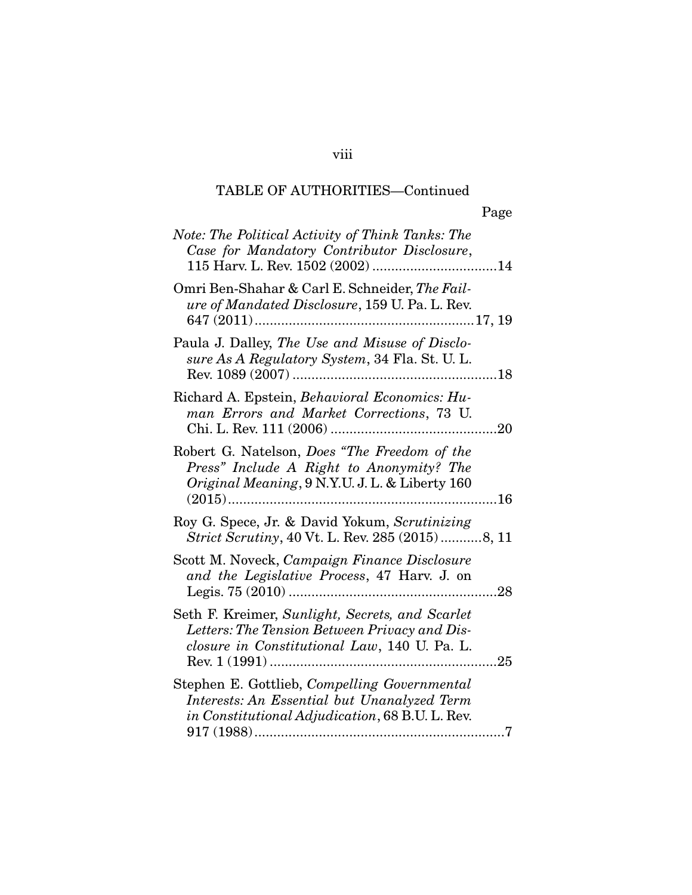TABLE OF AUTHORITIES—Continued

Page

*Note: The Political Activity of Think Tanks: The Case for Mandatory Contributor Disclosure*, 115 Harv. L. Rev. 1502 (2002) ................................14

Omri Ben-Shahar & Carl E. Schneider, *The Failure of Mandated Disclosure*, 159 U. Pa. L. Rev. 647 (2011)..........................................................17, 19

Paula J. Dalley, *The Use and Misuse of Disclosure As A Regulatory System*, 34 Fla. St. U. L. Rev. 1089 (2007) ......................................................18

Richard A. Epstein, *Behavioral Economics: Human Errors and Market Corrections*, 73 U. Chi. L. Rev. 111 (2006) ............................................20

Robert G. Natelson, *Does "The Freedom of the Press" Include A Right to Anonymity? The Original Meaning*, 9 N.Y.U. J. L. & Liberty 160 (2015).......................................................................16

Roy G. Spece, Jr. & David Yokum, *Scrutinizing Strict Scrutiny*, 40 Vt. L. Rev. 285 (2015)...........8, 11

Scott M. Noveck, *Campaign Finance Disclosure and the Legislative Process*, 47 Harv. J. on Legis. 75 (2010) .......................................................28

Seth F. Kreimer, *Sunlight, Secrets, and Scarlet Letters: The Tension Between Privacy and Disclosure in Constitutional Law*, 140 U. Pa. L. Rev. 1 (1991) ............................................................25

Stephen E. Gottlieb, *Compelling Governmental Interests: An Essential but Unanalyzed Term in Constitutional Adjudication*, 68 B.U. L. Rev. 917 (1988)...................................................................7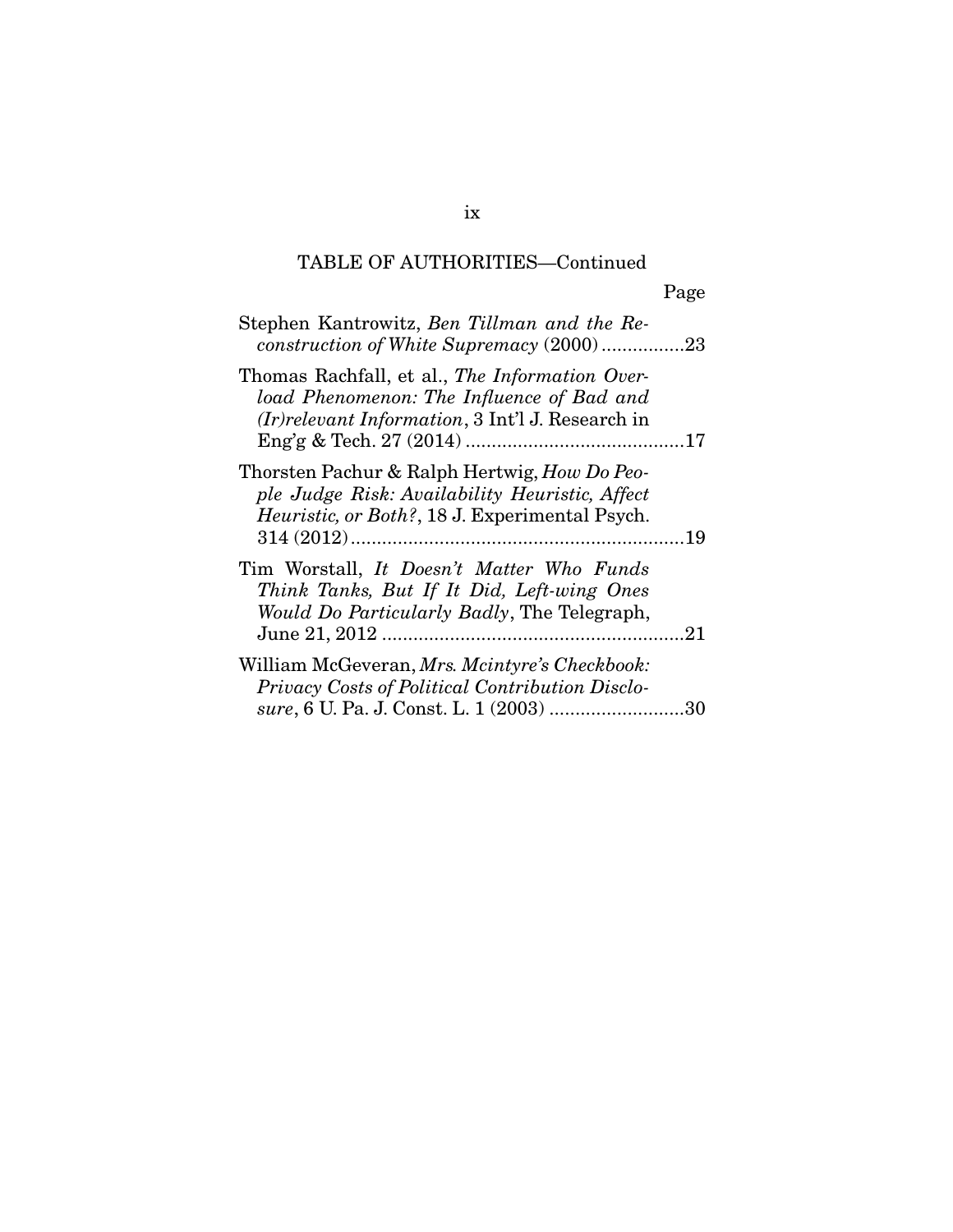TABLE OF AUTHORITIES—Continued

Page

Stephen Kantrowitz, *Ben Tillman and the Reconstruction of White Supremacy* (2000) ................23

Thomas Rachfall, et al., *The Information Overload Phenomenon: The Influence of Bad and (Ir)relevant Information*, 3 Int'l J. Research in Eng'g & Tech. 27 (2014) ..........................................17

Thorsten Pachur & Ralph Hertwig, *How Do People Judge Risk: Availability Heuristic, Affect Heuristic, or Both?*, 18 J. Experimental Psych. 314 (2012) ................................................................19

Tim Worstall, *It Doesn't Matter Who Funds Think Tanks, But If It Did, Left-wing Ones Would Do Particularly Badly*, The Telegraph, June 21, 2012 ..........................................................21

William McGeveran, *Mrs. Mcintyre's Checkbook: Privacy Costs of Political Contribution Disclosure*, 6 U. Pa. J. Const. L. 1 (2003) ..........................30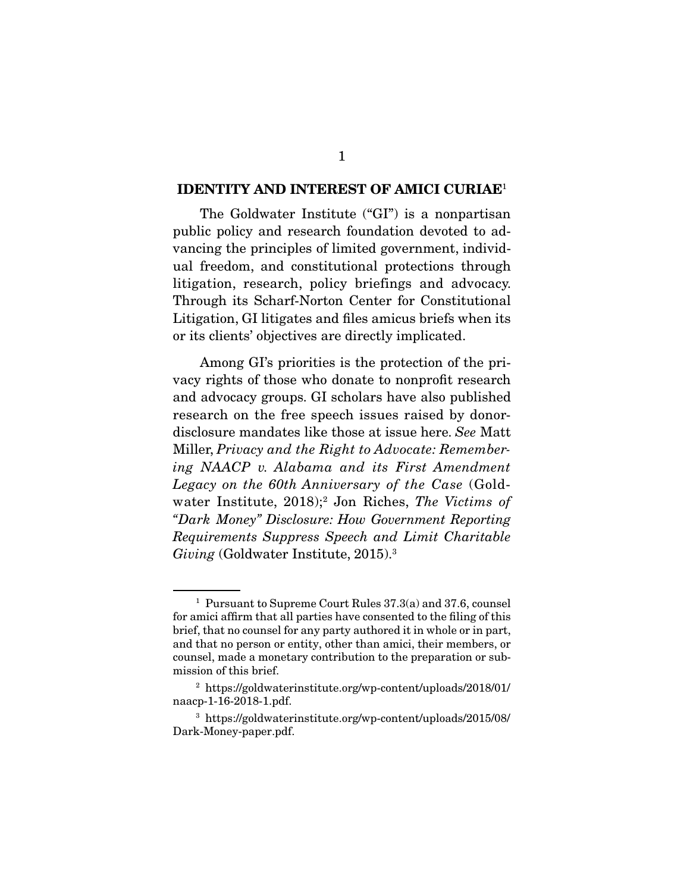## IDENTITY AND INTEREST OF AMICI CURIAE[1]

The Goldwater Institute ("GI") is a nonpartisan public policy and research foundation devoted to advancing the principles of limited government, individual freedom, and constitutional protections through litigation, research, policy briefings and advocacy. Through its Scharf-Norton Center for Constitutional Litigation, GI litigates and files amicus briefs when its or its clients' objectives are directly implicated.

Among GI's priorities is the protection of the privacy rights of those who donate to nonprofit research and advocacy groups. GI scholars have also published research on the free speech issues raised by donor-disclosure mandates like those at issue here. *See* Matt Miller, *Privacy and the Right to Advocate: Remembering NAACP v. Alabama and its First Amendment Legacy on the 60th Anniversary of the Case* (Goldwater Institute, 2018);[2] Jon Riches, *The Victims of "Dark Money" Disclosure: How Government Reporting Requirements Suppress Speech and Limit Charitable Giving* (Goldwater Institute, 2015).[3]

---

[1] Pursuant to Supreme Court Rules 37.3(a) and 37.6, counsel for amici affirm that all parties have consented to the filing of this brief, that no counsel for any party authored it in whole or in part, and that no person or entity, other than amici, their members, or counsel, made a monetary contribution to the preparation or submission of this brief.

[2] https://goldwaterinstitute.org/wp-content/uploads/2018/01/naacp-1-16-2018-1.pdf.

[3] https://goldwaterinstitute.org/wp-content/uploads/2015/08/Dark-Money-paper.pdf.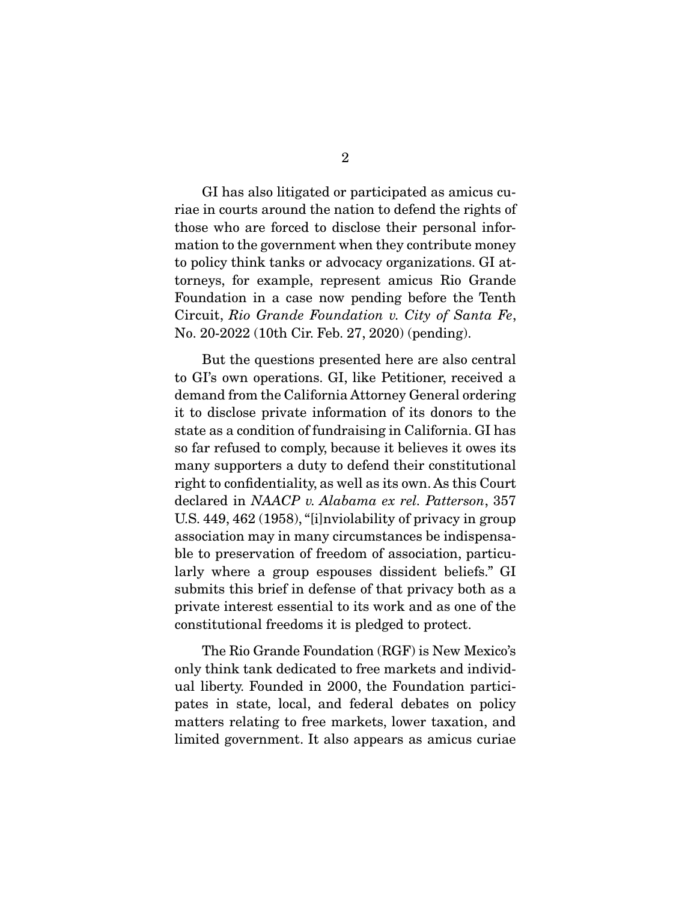GI has also litigated or participated as amicus curiae in courts around the nation to defend the rights of those who are forced to disclose their personal information to the government when they contribute money to policy think tanks or advocacy organizations. GI attorneys, for example, represent amicus Rio Grande Foundation in a case now pending before the Tenth Circuit, *Rio Grande Foundation v. City of Santa Fe*, No. 20-2022 (10th Cir. Feb. 27, 2020) (pending).

But the questions presented here are also central to GI's own operations. GI, like Petitioner, received a demand from the California Attorney General ordering it to disclose private information of its donors to the state as a condition of fundraising in California. GI has so far refused to comply, because it believes it owes its many supporters a duty to defend their constitutional right to confidentiality, as well as its own. As this Court declared in *NAACP v. Alabama ex rel. Patterson*, 357 U.S. 449, 462 (1958), "[i]nviolability of privacy in group association may in many circumstances be indispensable to preservation of freedom of association, particularly where a group espouses dissident beliefs." GI submits this brief in defense of that privacy both as a private interest essential to its work and as one of the constitutional freedoms it is pledged to protect.

The Rio Grande Foundation (RGF) is New Mexico's only think tank dedicated to free markets and individual liberty. Founded in 2000, the Foundation participates in state, local, and federal debates on policy matters relating to free markets, lower taxation, and limited government. It also appears as amicus curiae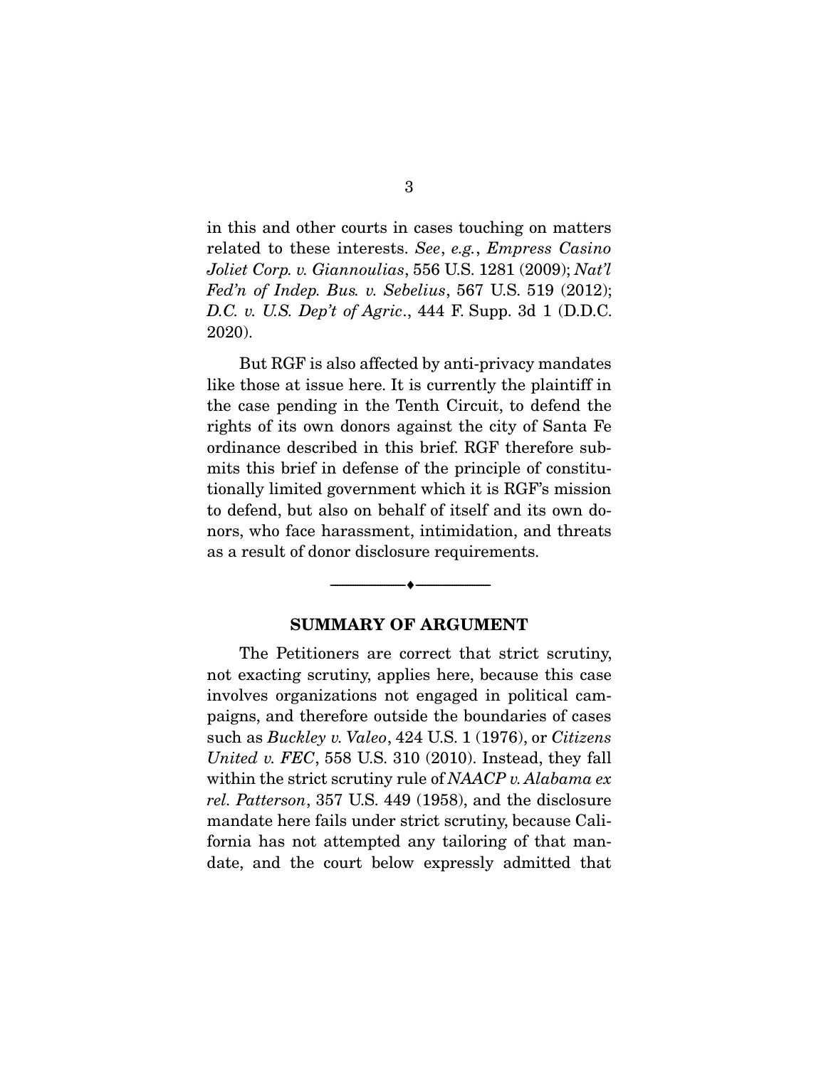in this and other courts in cases touching on matters related to these interests. *See*, *e.g.*, *Empress Casino Joliet Corp. v. Giannoulias*, 556 U.S. 1281 (2009); *Nat'l Fed'n of Indep. Bus. v. Sebelius*, 567 U.S. 519 (2012); *D.C. v. U.S. Dep't of Agric.*, 444 F. Supp. 3d 1 (D.D.C. 2020).

But RGF is also affected by anti-privacy mandates like those at issue here. It is currently the plaintiff in the case pending in the Tenth Circuit, to defend the rights of its own donors against the city of Santa Fe ordinance described in this brief. RGF therefore submits this brief in defense of the principle of constitutionally limited government which it is RGF's mission to defend, but also on behalf of itself and its own donors, who face harassment, intimidation, and threats as a result of donor disclosure requirements.

---

## SUMMARY OF ARGUMENT

The Petitioners are correct that strict scrutiny, not exacting scrutiny, applies here, because this case involves organizations not engaged in political campaigns, and therefore outside the boundaries of cases such as *Buckley v. Valeo*, 424 U.S. 1 (1976), or *Citizens United v. FEC*, 558 U.S. 310 (2010). Instead, they fall within the strict scrutiny rule of *NAACP v. Alabama ex rel. Patterson*, 357 U.S. 449 (1958), and the disclosure mandate here fails under strict scrutiny, because California has not attempted any tailoring of that mandate, and the court below expressly admitted that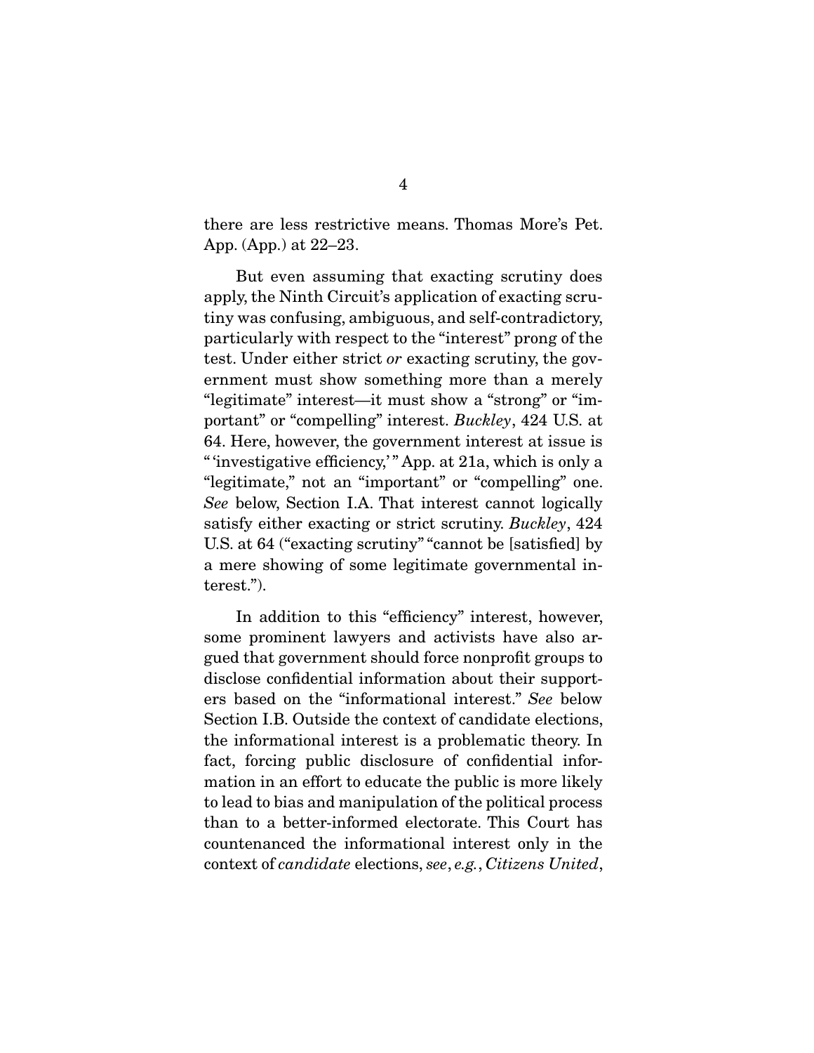there are less restrictive means. Thomas More's Pet. App. (App.) at 22–23.

But even assuming that exacting scrutiny does apply, the Ninth Circuit's application of exacting scrutiny was confusing, ambiguous, and self-contradictory, particularly with respect to the "interest" prong of the test. Under either strict *or* exacting scrutiny, the government must show something more than a merely "legitimate" interest—it must show a "strong" or "important" or "compelling" interest. *Buckley*, 424 U.S. at 64. Here, however, the government interest at issue is "'investigative efficiency,'" App. at 21a, which is only a "legitimate," not an "important" or "compelling" one. *See* below, Section I.A. That interest cannot logically satisfy either exacting or strict scrutiny. *Buckley*, 424 U.S. at 64 ("exacting scrutiny" "cannot be [satisfied] by a mere showing of some legitimate governmental interest.").

In addition to this "efficiency" interest, however, some prominent lawyers and activists have also argued that government should force nonprofit groups to disclose confidential information about their supporters based on the "informational interest." *See* below Section I.B. Outside the context of candidate elections, the informational interest is a problematic theory. In fact, forcing public disclosure of confidential information in an effort to educate the public is more likely to lead to bias and manipulation of the political process than to a better-informed electorate. This Court has countenanced the informational interest only in the context of *candidate* elections, *see*, *e.g.*, *Citizens United*,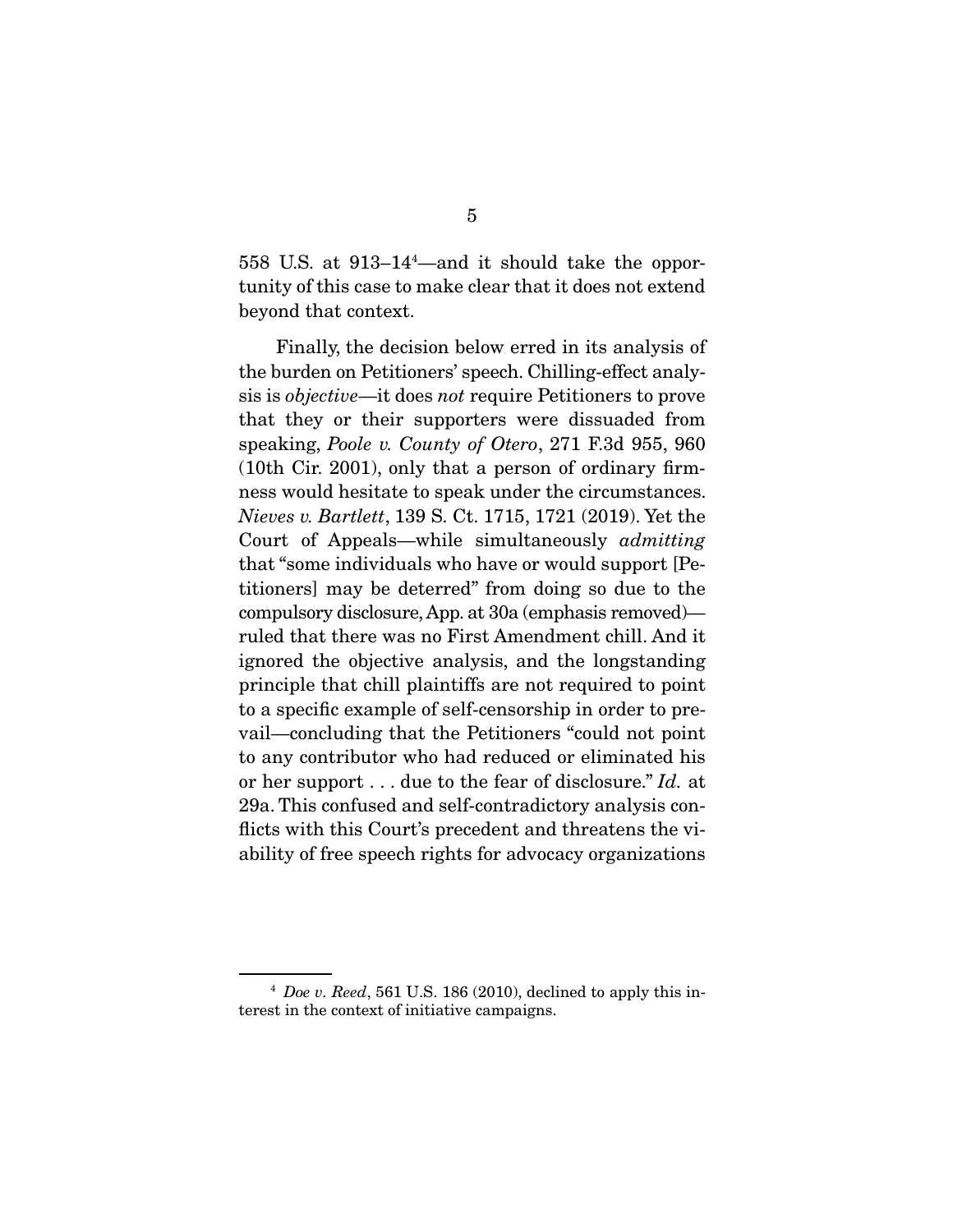558 U.S. at 913–14[4]—and it should take the opportunity of this case to make clear that it does not extend beyond that context.

Finally, the decision below erred in its analysis of the burden on Petitioners' speech. Chilling-effect analysis is *objective*—it does *not* require Petitioners to prove that they or their supporters were dissuaded from speaking, *Poole v. County of Otero*, 271 F.3d 955, 960 (10th Cir. 2001), only that a person of ordinary firmness would hesitate to speak under the circumstances. *Nieves v. Bartlett*, 139 S. Ct. 1715, 1721 (2019). Yet the Court of Appeals—while simultaneously *admitting* that "some individuals who have or would support [Petitioners] may be deterred" from doing so due to the compulsory disclosure, App. at 30a (emphasis removed)—ruled that there was no First Amendment chill. And it ignored the objective analysis, and the longstanding principle that chill plaintiffs are not required to point to a specific example of self-censorship in order to prevail—concluding that the Petitioners "could not point to any contributor who had reduced or eliminated his or her support . . . due to the fear of disclosure." *Id.* at 29a. This confused and self-contradictory analysis conflicts with this Court's precedent and threatens the viability of free speech rights for advocacy organizations

---

[4] *Doe v. Reed*, 561 U.S. 186 (2010), declined to apply this interest in the context of initiative campaigns.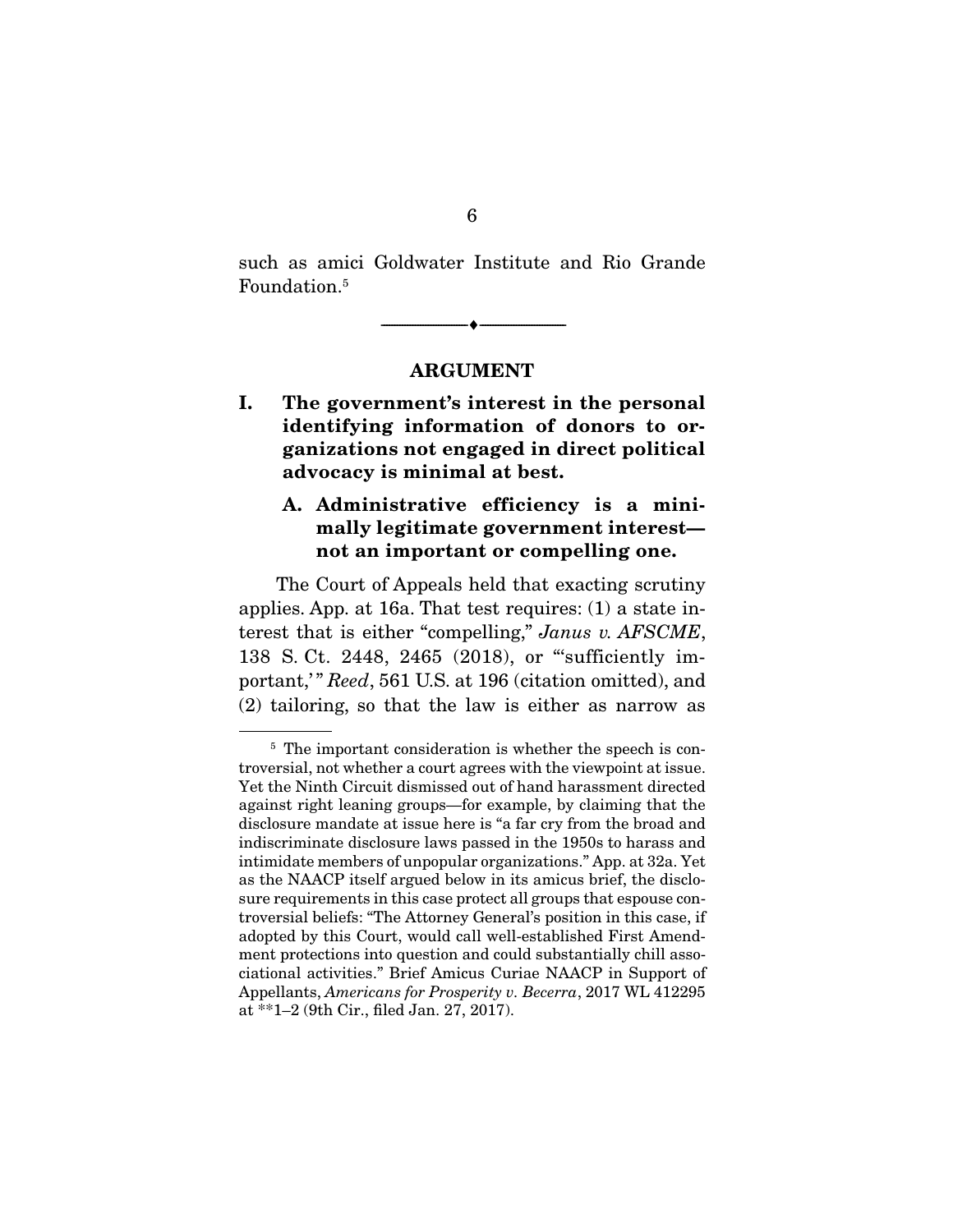such as amici Goldwater Institute and Rio Grande Foundation.[5]

---

## ARGUMENT

### I. The government's interest in the personal identifying information of donors to organizations not engaged in direct political advocacy is minimal at best.

#### A. Administrative efficiency is a minimally legitimate government interest—not an important or compelling one.

The Court of Appeals held that exacting scrutiny applies. App. at 16a. That test requires: (1) a state interest that is either "compelling," *Janus v. AFSCME*, 138 S. Ct. 2448, 2465 (2018), or "'sufficiently important,'" *Reed*, 561 U.S. at 196 (citation omitted), and (2) tailoring, so that the law is either as narrow as

---

[5] The important consideration is whether the speech is controversial, not whether a court agrees with the viewpoint at issue. Yet the Ninth Circuit dismissed out of hand harassment directed against right leaning groups—for example, by claiming that the disclosure mandate at issue here is "a far cry from the broad and indiscriminate disclosure laws passed in the 1950s to harass and intimidate members of unpopular organizations." App. at 32a. Yet as the NAACP itself argued below in its amicus brief, the disclosure requirements in this case protect all groups that espouse controversial beliefs: "The Attorney General's position in this case, if adopted by this Court, would call well-established First Amendment protections into question and could substantially chill associational activities." Brief Amicus Curiae NAACP in Support of Appellants, *Americans for Prosperity v. Becerra*, 2017 WL 412295 at **1–2 (9th Cir., filed Jan. 27, 2017).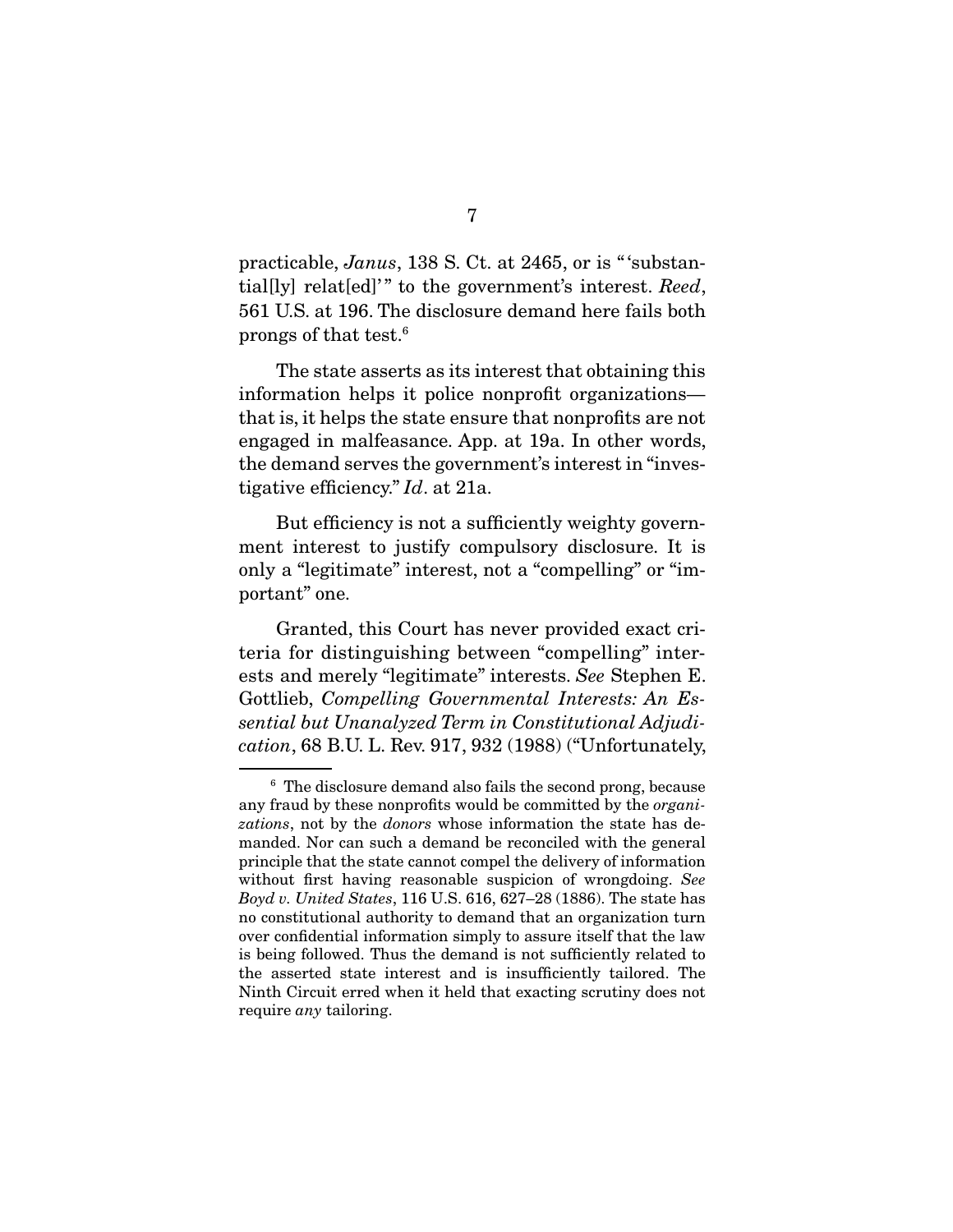practicable, *Janus*, 138 S. Ct. at 2465, or is "'substantial[ly] relat[ed]'" to the government's interest. *Reed*, 561 U.S. at 196. The disclosure demand here fails both prongs of that test.[6]

The state asserts as its interest that obtaining this information helps it police nonprofit organizations—that is, it helps the state ensure that nonprofits are not engaged in malfeasance. App. at 19a. In other words, the demand serves the government's interest in "investigative efficiency." *Id*. at 21a.

But efficiency is not a sufficiently weighty government interest to justify compulsory disclosure. It is only a "legitimate" interest, not a "compelling" or "important" one.

Granted, this Court has never provided exact criteria for distinguishing between "compelling" interests and merely "legitimate" interests. *See* Stephen E. Gottlieb, *Compelling Governmental Interests: An Essential but Unanalyzed Term in Constitutional Adjudication*, 68 B.U. L. Rev. 917, 932 (1988) ("Unfortunately,

---

[6] The disclosure demand also fails the second prong, because any fraud by these nonprofits would be committed by the *organizations*, not by the *donors* whose information the state has demanded. Nor can such a demand be reconciled with the general principle that the state cannot compel the delivery of information without first having reasonable suspicion of wrongdoing. *See Boyd v. United States*, 116 U.S. 616, 627–28 (1886). The state has no constitutional authority to demand that an organization turn over confidential information simply to assure itself that the law is being followed. Thus the demand is not sufficiently related to the asserted state interest and is insufficiently tailored. The Ninth Circuit erred when it held that exacting scrutiny does not require *any* tailoring.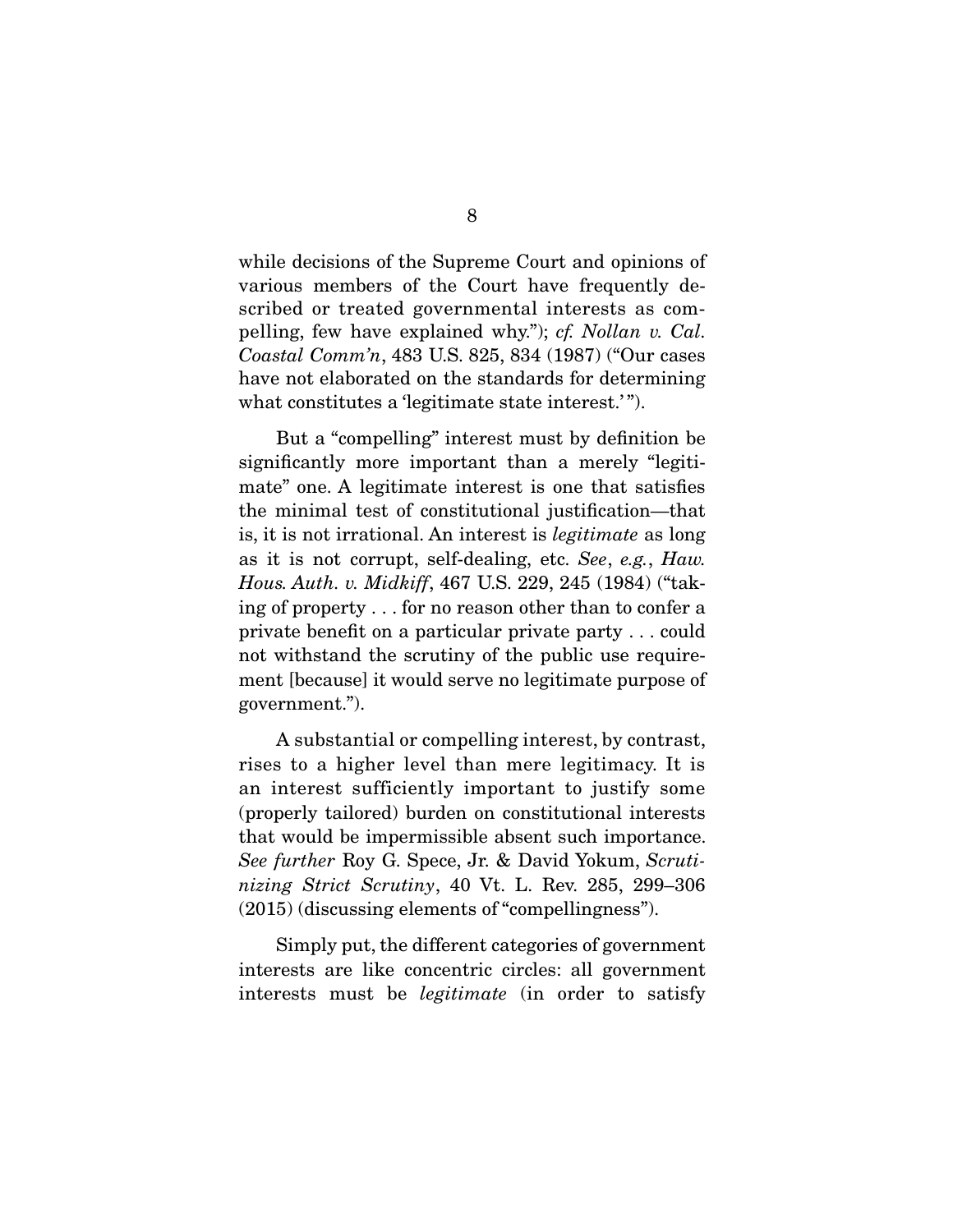while decisions of the Supreme Court and opinions of various members of the Court have frequently described or treated governmental interests as compelling, few have explained why."); *cf. Nollan v. Cal. Coastal Comm'n*, 483 U.S. 825, 834 (1987) ("Our cases have not elaborated on the standards for determining what constitutes a 'legitimate state interest.'").

But a "compelling" interest must by definition be significantly more important than a merely "legitimate" one. A legitimate interest is one that satisfies the minimal test of constitutional justification—that is, it is not irrational. An interest is *legitimate* as long as it is not corrupt, self-dealing, etc. *See*, *e.g.*, *Haw. Hous. Auth. v. Midkiff*, 467 U.S. 229, 245 (1984) ("taking of property . . . for no reason other than to confer a private benefit on a particular private party . . . could not withstand the scrutiny of the public use requirement [because] it would serve no legitimate purpose of government.").

A substantial or compelling interest, by contrast, rises to a higher level than mere legitimacy. It is an interest sufficiently important to justify some (properly tailored) burden on constitutional interests that would be impermissible absent such importance. *See further* Roy G. Spece, Jr. & David Yokum, *Scrutinizing Strict Scrutiny*, 40 Vt. L. Rev. 285, 299–306 (2015) (discussing elements of "compellingness").

Simply put, the different categories of government interests are like concentric circles: all government interests must be *legitimate* (in order to satisfy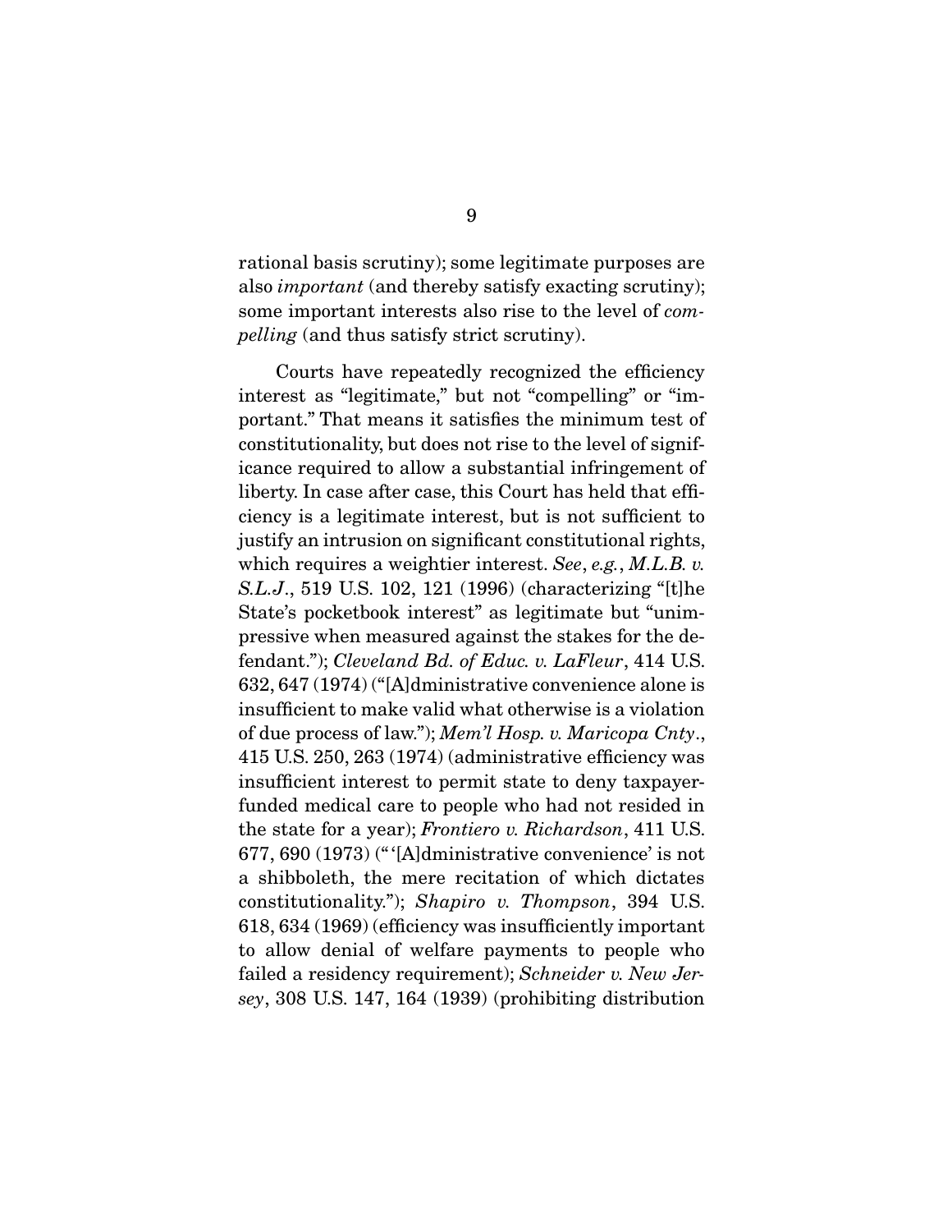rational basis scrutiny); some legitimate purposes are also *important* (and thereby satisfy exacting scrutiny); some important interests also rise to the level of *compelling* (and thus satisfy strict scrutiny).

Courts have repeatedly recognized the efficiency interest as "legitimate," but not "compelling" or "important." That means it satisfies the minimum test of constitutionality, but does not rise to the level of significance required to allow a substantial infringement of liberty. In case after case, this Court has held that efficiency is a legitimate interest, but is not sufficient to justify an intrusion on significant constitutional rights, which requires a weightier interest. *See*, *e.g.*, *M.L.B. v. S.L.J.*, 519 U.S. 102, 121 (1996) (characterizing "[t]he State's pocketbook interest" as legitimate but "unimpressive when measured against the stakes for the defendant."); *Cleveland Bd. of Educ. v. LaFleur*, 414 U.S. 632, 647 (1974) ("[A]dministrative convenience alone is insufficient to make valid what otherwise is a violation of due process of law."); *Mem'l Hosp. v. Maricopa Cnty.*, 415 U.S. 250, 263 (1974) (administrative efficiency was insufficient interest to permit state to deny taxpayer-funded medical care to people who had not resided in the state for a year); *Frontiero v. Richardson*, 411 U.S. 677, 690 (1973) ("'[A]dministrative convenience' is not a shibboleth, the mere recitation of which dictates constitutionality."); *Shapiro v. Thompson*, 394 U.S. 618, 634 (1969) (efficiency was insufficiently important to allow denial of welfare payments to people who failed a residency requirement); *Schneider v. New Jersey*, 308 U.S. 147, 164 (1939) (prohibiting distribution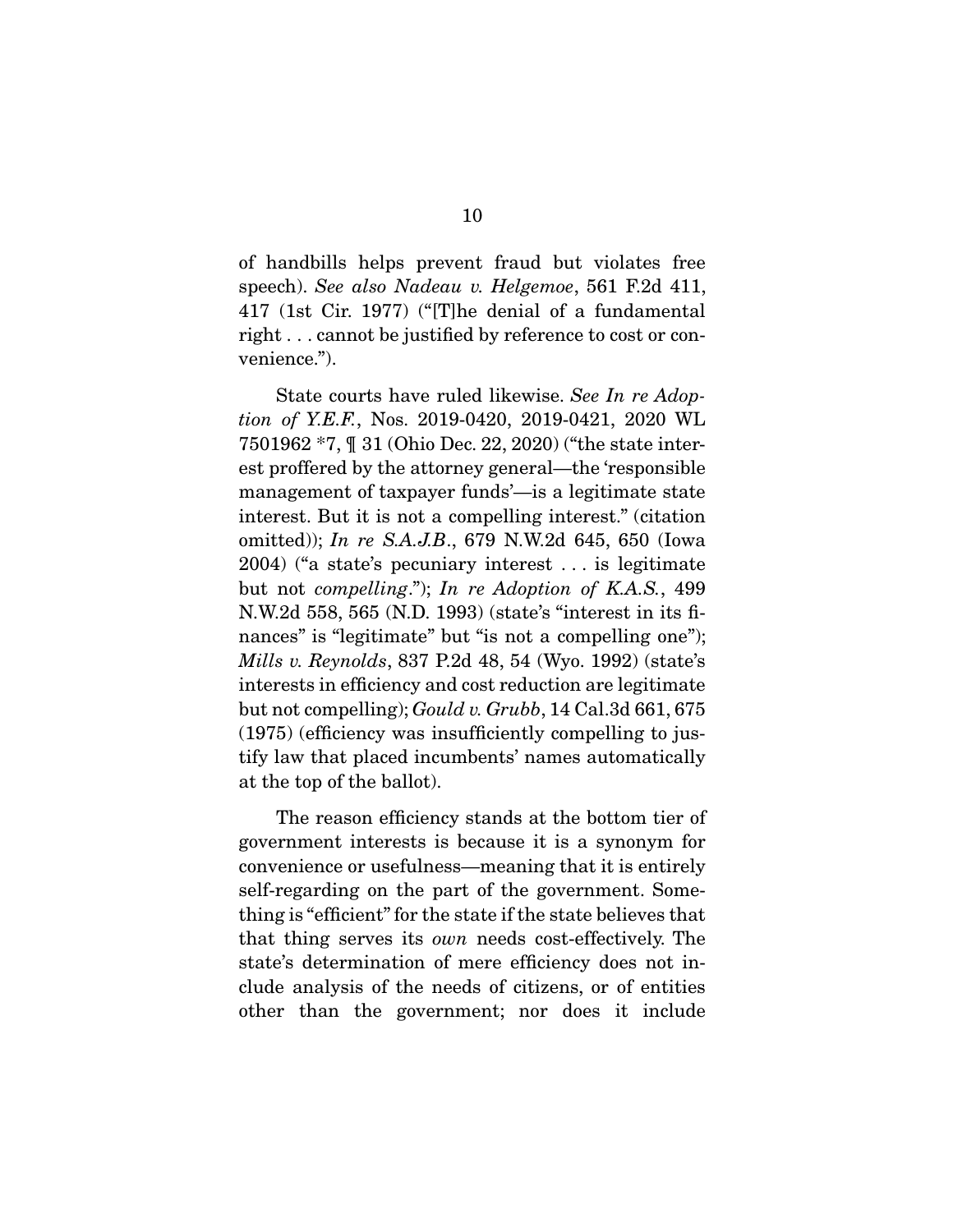of handbills helps prevent fraud but violates free speech). *See also Nadeau v. Helgemoe*, 561 F.2d 411, 417 (1st Cir. 1977) ("[T]he denial of a fundamental right . . . cannot be justified by reference to cost or convenience.").

State courts have ruled likewise. *See In re Adoption of Y.E.F.*, Nos. 2019-0420, 2019-0421, 2020 WL 7501962 *7, ¶ 31 (Ohio Dec. 22, 2020) ("the state interest proffered by the attorney general—the 'responsible management of taxpayer funds'—is a legitimate state interest. But it is not a compelling interest." (citation omitted)); *In re S.A.J.B.*, 679 N.W.2d 645, 650 (Iowa 2004) ("a state's pecuniary interest . . . is legitimate but not *compelling*."); *In re Adoption of K.A.S.*, 499 N.W.2d 558, 565 (N.D. 1993) (state's "interest in its finances" is "legitimate" but "is not a compelling one"); *Mills v. Reynolds*, 837 P.2d 48, 54 (Wyo. 1992) (state's interests in efficiency and cost reduction are legitimate but not compelling); *Gould v. Grubb*, 14 Cal.3d 661, 675 (1975) (efficiency was insufficiently compelling to justify law that placed incumbents' names automatically at the top of the ballot).

The reason efficiency stands at the bottom tier of government interests is because it is a synonym for convenience or usefulness—meaning that it is entirely self-regarding on the part of the government. Something is "efficient" for the state if the state believes that that thing serves its *own* needs cost-effectively. The state's determination of mere efficiency does not include analysis of the needs of citizens, or of entities other than the government; nor does it include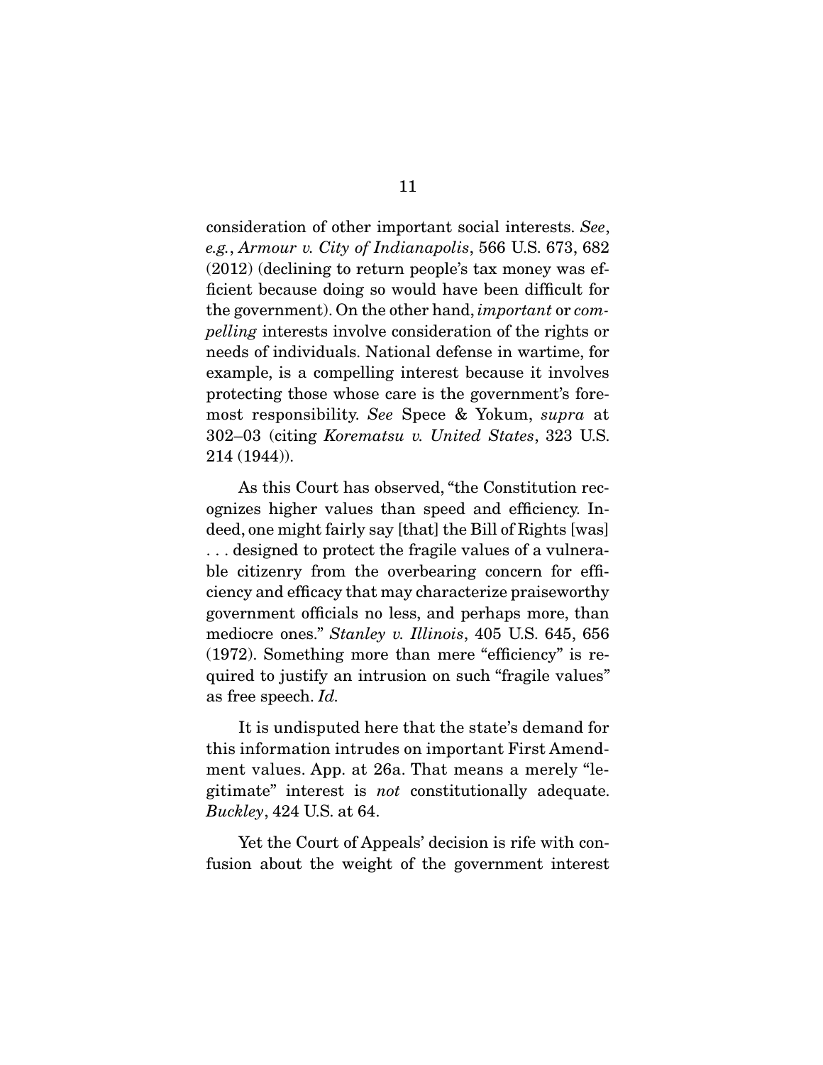consideration of other important social interests. *See*, *e.g.*, *Armour v. City of Indianapolis*, 566 U.S. 673, 682 (2012) (declining to return people's tax money was efficient because doing so would have been difficult for the government). On the other hand, *important* or *compelling* interests involve consideration of the rights or needs of individuals. National defense in wartime, for example, is a compelling interest because it involves protecting those whose care is the government's foremost responsibility. *See* Spece & Yokum, *supra* at 302–03 (citing *Korematsu v. United States*, 323 U.S. 214 (1944)).

As this Court has observed, "the Constitution recognizes higher values than speed and efficiency. Indeed, one might fairly say [that] the Bill of Rights [was] . . . designed to protect the fragile values of a vulnerable citizenry from the overbearing concern for efficiency and efficacy that may characterize praiseworthy government officials no less, and perhaps more, than mediocre ones." *Stanley v. Illinois*, 405 U.S. 645, 656 (1972). Something more than mere "efficiency" is required to justify an intrusion on such "fragile values" as free speech. *Id.*

It is undisputed here that the state's demand for this information intrudes on important First Amendment values. App. at 26a. That means a merely "legitimate" interest is *not* constitutionally adequate. *Buckley*, 424 U.S. at 64.

Yet the Court of Appeals' decision is rife with confusion about the weight of the government interest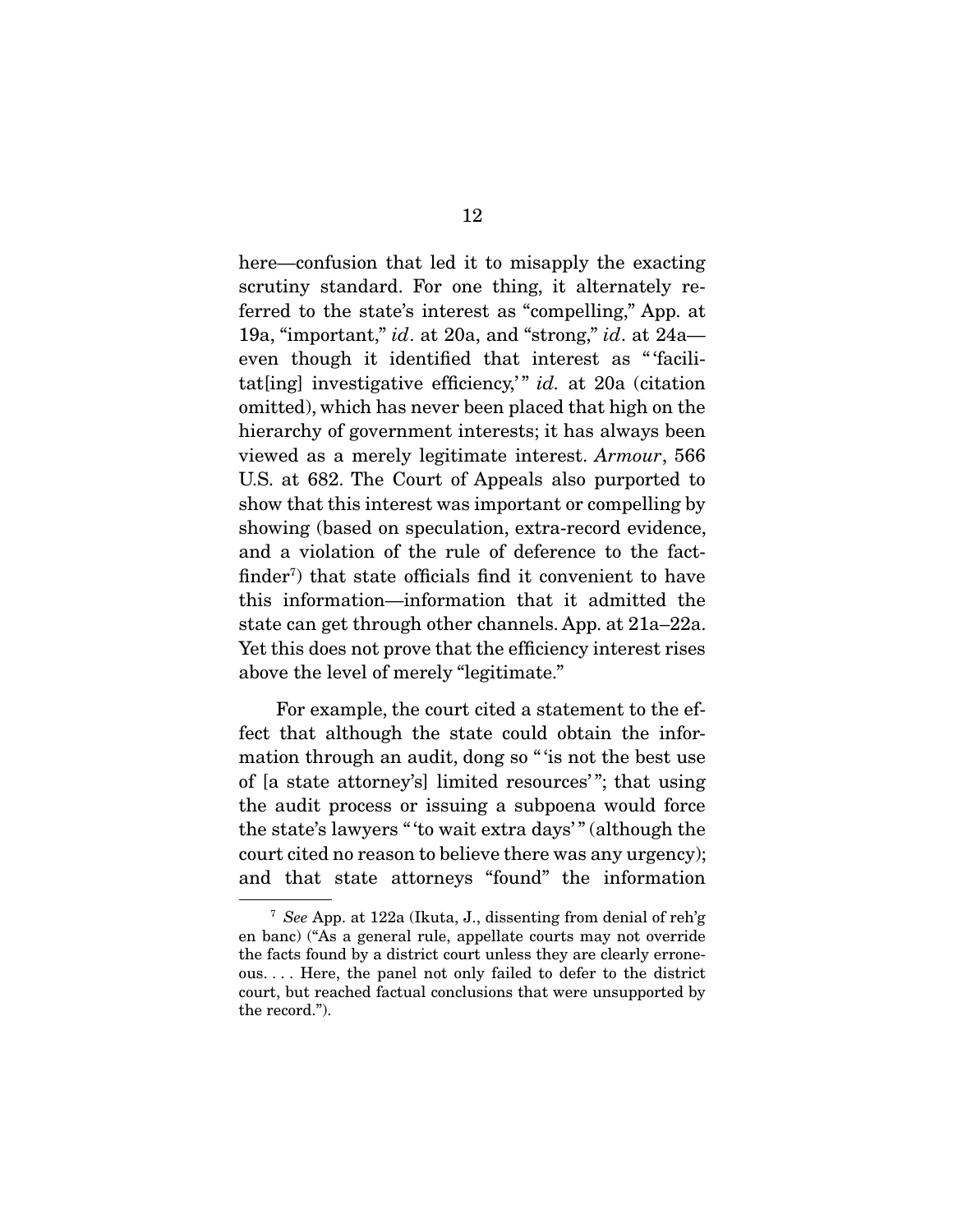here—confusion that led it to misapply the exacting scrutiny standard. For one thing, it alternately referred to the state's interest as "compelling," App. at 19a, "important," *id*. at 20a, and "strong," *id*. at 24a—even though it identified that interest as "'facilitat[ing] investigative efficiency,'" *id.* at 20a (citation omitted), which has never been placed that high on the hierarchy of government interests; it has always been viewed as a merely legitimate interest. *Armour*, 566 U.S. at 682. The Court of Appeals also purported to show that this interest was important or compelling by showing (based on speculation, extra-record evidence, and a violation of the rule of deference to the fact-finder[7]) that state officials find it convenient to have this information—information that it admitted the state can get through other channels. App. at 21a–22a. Yet this does not prove that the efficiency interest rises above the level of merely "legitimate."

For example, the court cited a statement to the effect that although the state could obtain the information through an audit, dong so "'is not the best use of [a state attorney's] limited resources'"; that using the audit process or issuing a subpoena would force the state's lawyers "'to wait extra days'" (although the court cited no reason to believe there was any urgency); and that state attorneys "found" the information

---

[7] *See* App. at 122a (Ikuta, J., dissenting from denial of reh'g en banc) ("As a general rule, appellate courts may not override the facts found by a district court unless they are clearly erroneous. . . . Here, the panel not only failed to defer to the district court, but reached factual conclusions that were unsupported by the record.").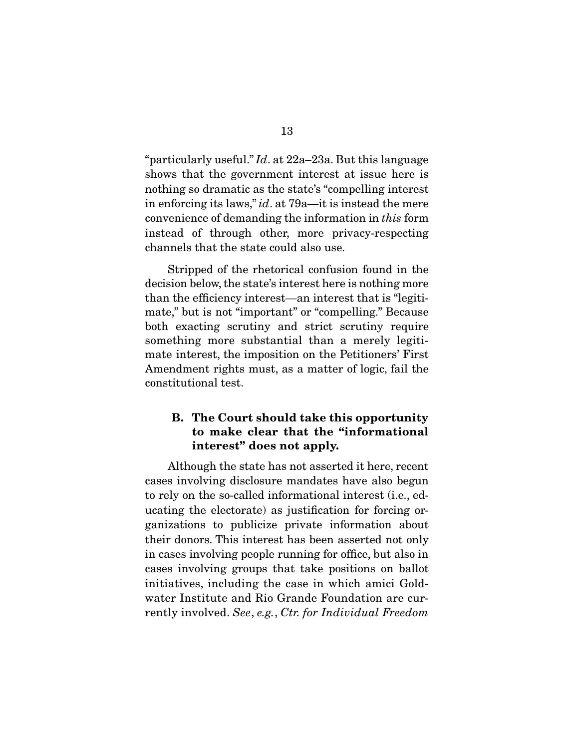"particularly useful." *Id*. at 22a–23a. But this language shows that the government interest at issue here is nothing so dramatic as the state's "compelling interest in enforcing its laws," *id*. at 79a—it is instead the mere convenience of demanding the information in *this* form instead of through other, more privacy-respecting channels that the state could also use.

Stripped of the rhetorical confusion found in the decision below, the state's interest here is nothing more than the efficiency interest—an interest that is "legitimate," but is not "important" or "compelling." Because both exacting scrutiny and strict scrutiny require something more substantial than a merely legitimate interest, the imposition on the Petitioners' First Amendment rights must, as a matter of logic, fail the constitutional test.

### B. The Court should take this opportunity to make clear that the "informational interest" does not apply.

Although the state has not asserted it here, recent cases involving disclosure mandates have also begun to rely on the so-called informational interest (i.e., educating the electorate) as justification for forcing organizations to publicize private information about their donors. This interest has been asserted not only in cases involving people running for office, but also in cases involving groups that take positions on ballot initiatives, including the case in which amici Goldwater Institute and Rio Grande Foundation are currently involved. *See*, *e.g.*, *Ctr. for Individual Freedom*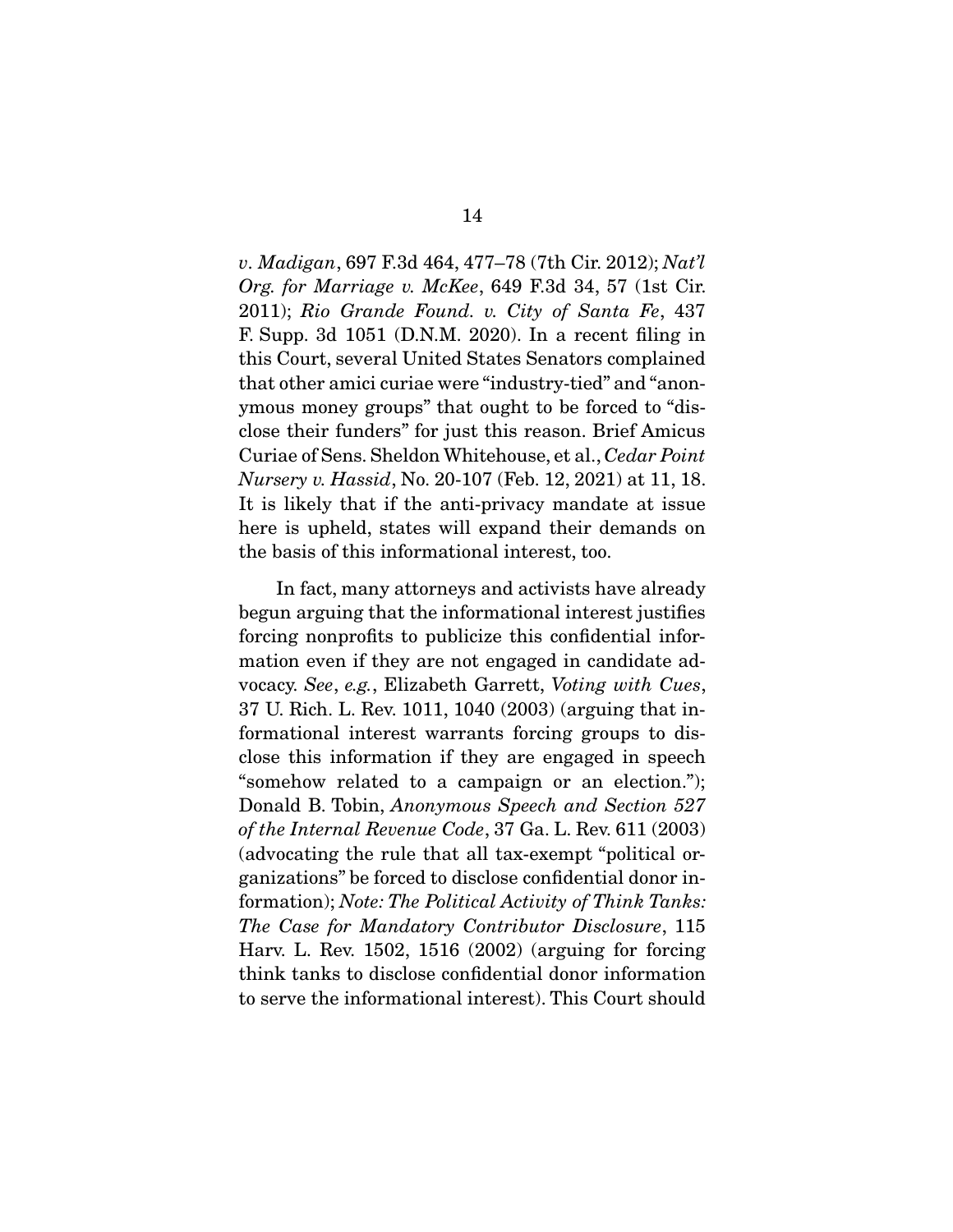*v. Madigan*, 697 F.3d 464, 477–78 (7th Cir. 2012); *Nat'l Org. for Marriage v. McKee*, 649 F.3d 34, 57 (1st Cir. 2011); *Rio Grande Found. v. City of Santa Fe*, 437 F. Supp. 3d 1051 (D.N.M. 2020). In a recent filing in this Court, several United States Senators complained that other amici curiae were "industry-tied" and "anonymous money groups" that ought to be forced to "disclose their funders" for just this reason. Brief Amicus Curiae of Sens. Sheldon Whitehouse, et al., *Cedar Point Nursery v. Hassid*, No. 20-107 (Feb. 12, 2021) at 11, 18. It is likely that if the anti-privacy mandate at issue here is upheld, states will expand their demands on the basis of this informational interest, too.

In fact, many attorneys and activists have already begun arguing that the informational interest justifies forcing nonprofits to publicize this confidential information even if they are not engaged in candidate advocacy. *See*, *e.g.*, Elizabeth Garrett, *Voting with Cues*, 37 U. Rich. L. Rev. 1011, 1040 (2003) (arguing that informational interest warrants forcing groups to disclose this information if they are engaged in speech "somehow related to a campaign or an election."); Donald B. Tobin, *Anonymous Speech and Section 527 of the Internal Revenue Code*, 37 Ga. L. Rev. 611 (2003) (advocating the rule that all tax-exempt "political organizations" be forced to disclose confidential donor information); *Note: The Political Activity of Think Tanks: The Case for Mandatory Contributor Disclosure*, 115 Harv. L. Rev. 1502, 1516 (2002) (arguing for forcing think tanks to disclose confidential donor information to serve the informational interest). This Court should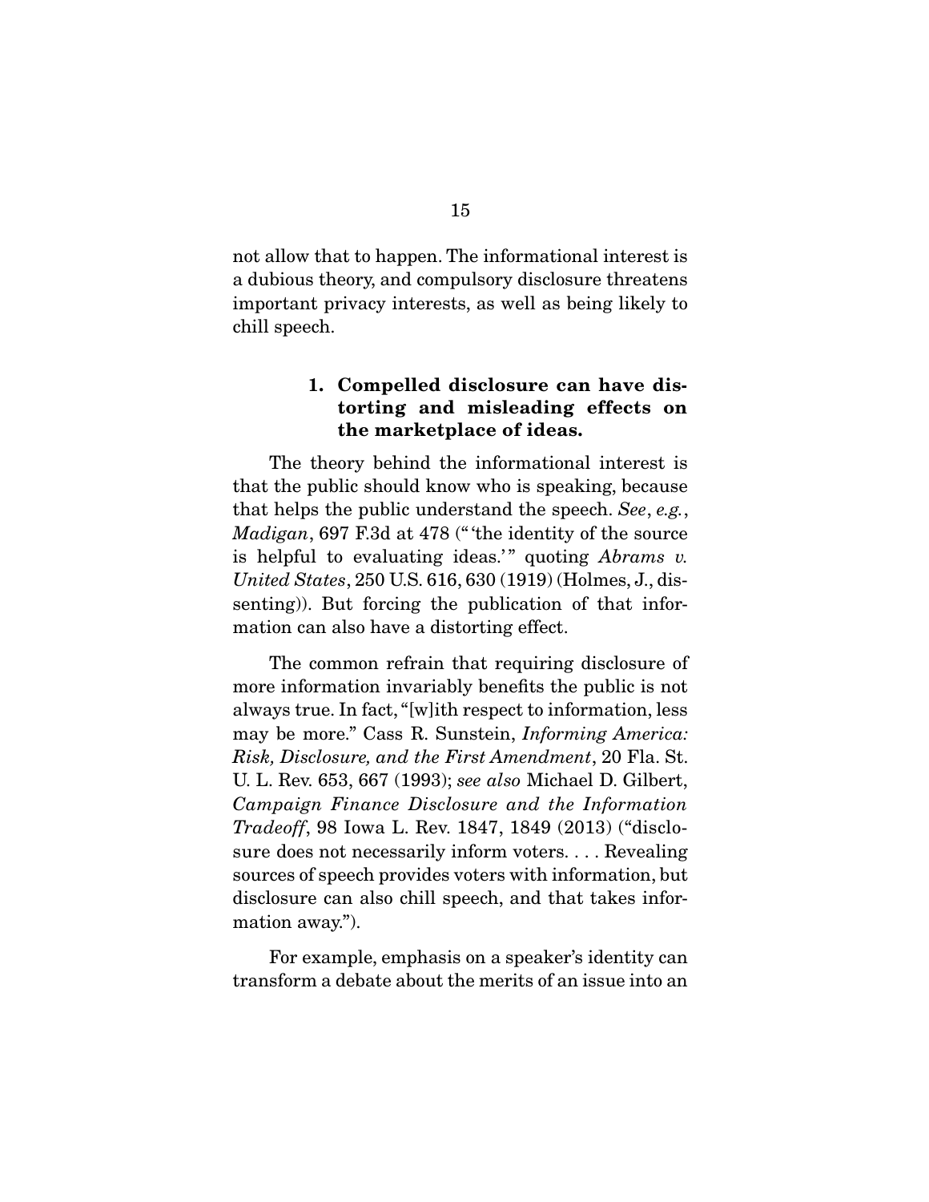not allow that to happen. The informational interest is a dubious theory, and compulsory disclosure threatens important privacy interests, as well as being likely to chill speech.

#### 1. Compelled disclosure can have distorting and misleading effects on the marketplace of ideas.

The theory behind the informational interest is that the public should know who is speaking, because that helps the public understand the speech. *See*, *e.g.*, *Madigan*, 697 F.3d at 478 ("'the identity of the source is helpful to evaluating ideas.'" quoting *Abrams v. United States*, 250 U.S. 616, 630 (1919) (Holmes, J., dissenting)). But forcing the publication of that information can also have a distorting effect.

The common refrain that requiring disclosure of more information invariably benefits the public is not always true. In fact, "[w]ith respect to information, less may be more." Cass R. Sunstein, *Informing America: Risk, Disclosure, and the First Amendment*, 20 Fla. St. U. L. Rev. 653, 667 (1993); *see also* Michael D. Gilbert, *Campaign Finance Disclosure and the Information Tradeoff*, 98 Iowa L. Rev. 1847, 1849 (2013) ("disclosure does not necessarily inform voters. . . . Revealing sources of speech provides voters with information, but disclosure can also chill speech, and that takes information away.").

For example, emphasis on a speaker's identity can transform a debate about the merits of an issue into an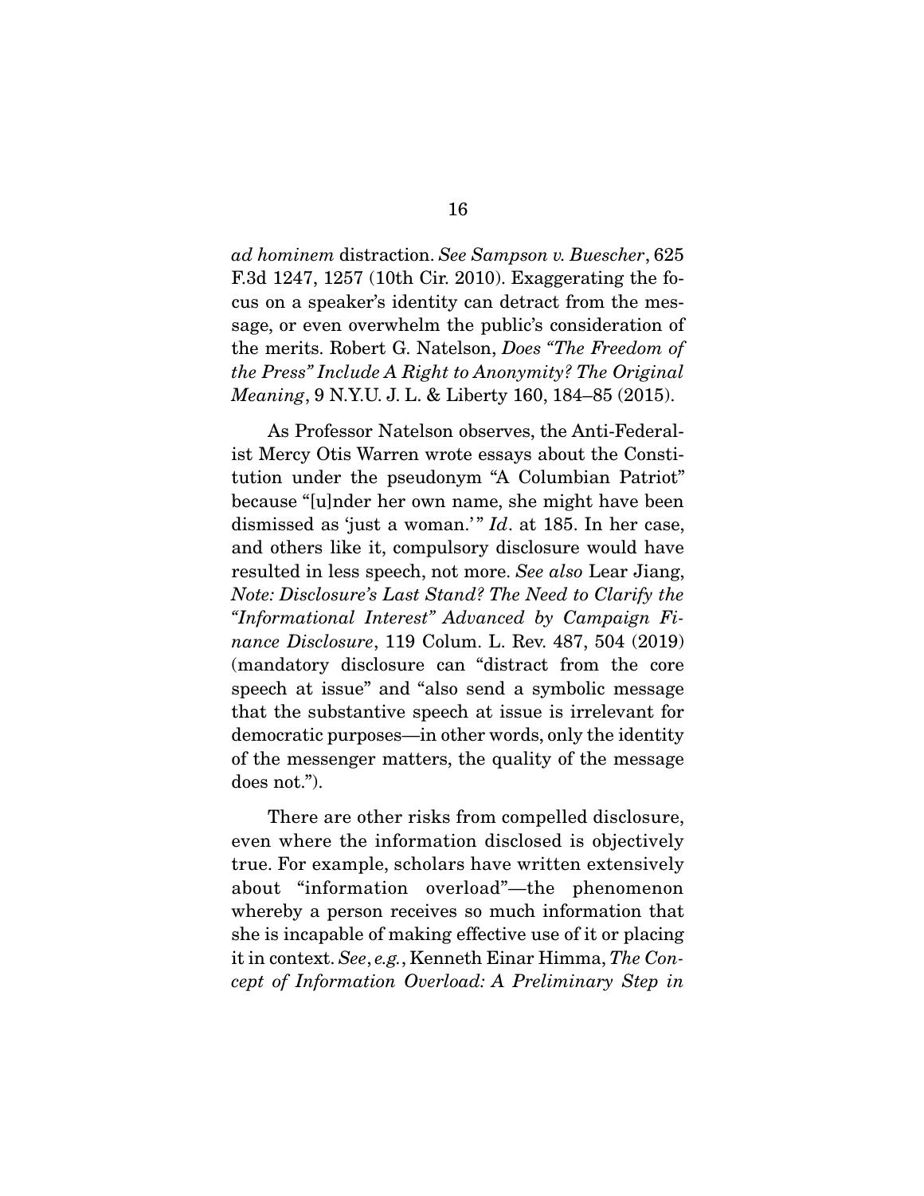*ad hominem* distraction. *See Sampson v. Buescher*, 625 F.3d 1247, 1257 (10th Cir. 2010). Exaggerating the focus on a speaker's identity can detract from the message, or even overwhelm the public's consideration of the merits. Robert G. Natelson, *Does "The Freedom of the Press" Include A Right to Anonymity? The Original Meaning*, 9 N.Y.U. J. L. & Liberty 160, 184–85 (2015).

As Professor Natelson observes, the Anti-Federalist Mercy Otis Warren wrote essays about the Constitution under the pseudonym "A Columbian Patriot" because "[u]nder her own name, she might have been dismissed as 'just a woman.'" *Id*. at 185. In her case, and others like it, compulsory disclosure would have resulted in less speech, not more. *See also* Lear Jiang, *Note: Disclosure's Last Stand? The Need to Clarify the "Informational Interest" Advanced by Campaign Finance Disclosure*, 119 Colum. L. Rev. 487, 504 (2019) (mandatory disclosure can "distract from the core speech at issue" and "also send a symbolic message that the substantive speech at issue is irrelevant for democratic purposes—in other words, only the identity of the messenger matters, the quality of the message does not.").

There are other risks from compelled disclosure, even where the information disclosed is objectively true. For example, scholars have written extensively about "information overload"—the phenomenon whereby a person receives so much information that she is incapable of making effective use of it or placing it in context. *See*, *e.g.*, Kenneth Einar Himma, *The Concept of Information Overload: A Preliminary Step in*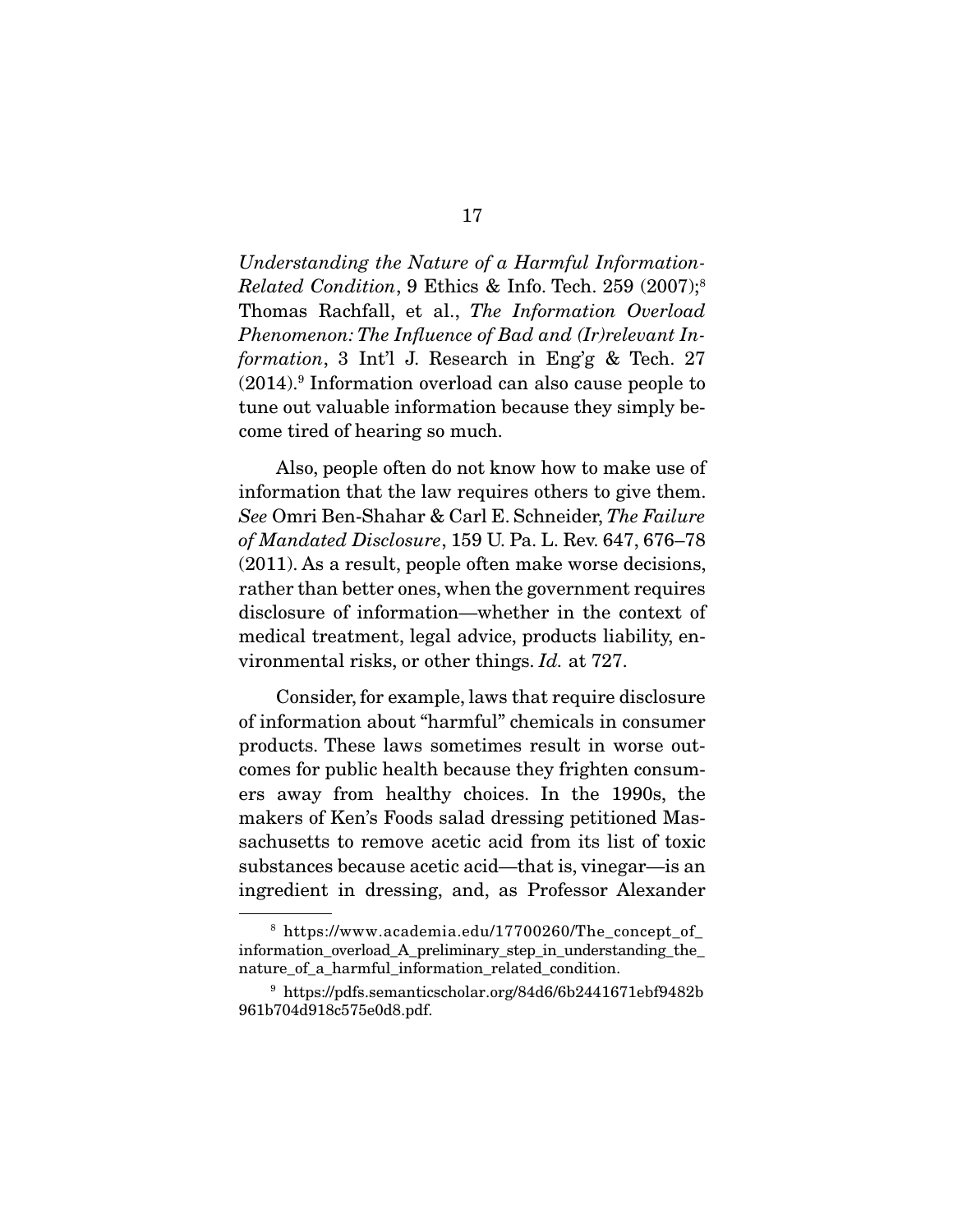*Understanding the Nature of a Harmful Information-Related Condition*, 9 Ethics & Info. Tech. 259 (2007);[8] Thomas Rachfall, et al., *The Information Overload Phenomenon: The Influence of Bad and (Ir)relevant Information*, 3 Int'l J. Research in Eng'g & Tech. 27 (2014).[9] Information overload can also cause people to tune out valuable information because they simply become tired of hearing so much.

Also, people often do not know how to make use of information that the law requires others to give them. *See* Omri Ben-Shahar & Carl E. Schneider, *The Failure of Mandated Disclosure*, 159 U. Pa. L. Rev. 647, 676–78 (2011). As a result, people often make worse decisions, rather than better ones, when the government requires disclosure of information—whether in the context of medical treatment, legal advice, products liability, environmental risks, or other things. *Id.* at 727.

Consider, for example, laws that require disclosure of information about "harmful" chemicals in consumer products. These laws sometimes result in worse outcomes for public health because they frighten consumers away from healthy choices. In the 1990s, the makers of Ken's Foods salad dressing petitioned Massachusetts to remove acetic acid from its list of toxic substances because acetic acid—that is, vinegar—is an ingredient in dressing, and, as Professor Alexander

---

[8] https://www.academia.edu/17700260/The_concept_of_information_overload_A_preliminary_step_in_understanding_the_nature_of_a_harmful_information_related_condition.

[9] https://pdfs.semanticscholar.org/84d6/6b2441671ebf9482b961b704d918c575e0d8.pdf.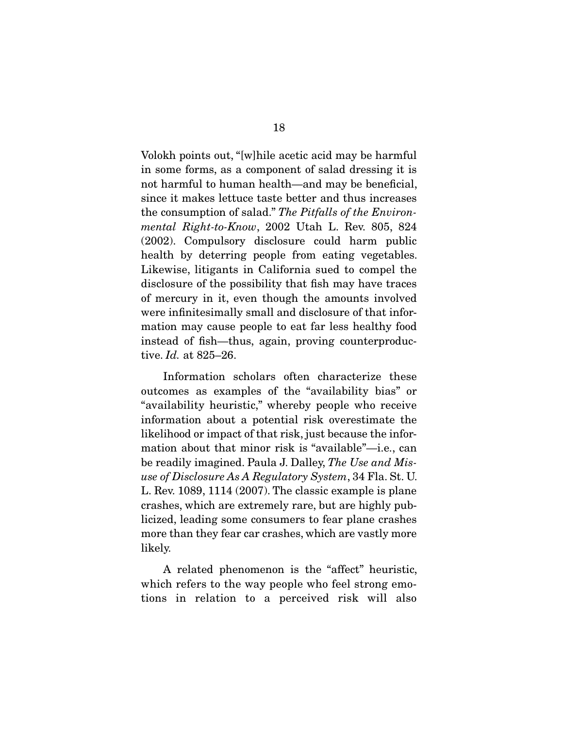Volokh points out, "[w]hile acetic acid may be harmful in some forms, as a component of salad dressing it is not harmful to human health—and may be beneficial, since it makes lettuce taste better and thus increases the consumption of salad." *The Pitfalls of the Environmental Right-to-Know*, 2002 Utah L. Rev. 805, 824 (2002). Compulsory disclosure could harm public health by deterring people from eating vegetables. Likewise, litigants in California sued to compel the disclosure of the possibility that fish may have traces of mercury in it, even though the amounts involved were infinitesimally small and disclosure of that information may cause people to eat far less healthy food instead of fish—thus, again, proving counterproductive. *Id.* at 825–26.

Information scholars often characterize these outcomes as examples of the "availability bias" or "availability heuristic," whereby people who receive information about a potential risk overestimate the likelihood or impact of that risk, just because the information about that minor risk is "available"—i.e., can be readily imagined. Paula J. Dalley, *The Use and Misuse of Disclosure As A Regulatory System*, 34 Fla. St. U. L. Rev. 1089, 1114 (2007). The classic example is plane crashes, which are extremely rare, but are highly publicized, leading some consumers to fear plane crashes more than they fear car crashes, which are vastly more likely.

A related phenomenon is the "affect" heuristic, which refers to the way people who feel strong emotions in relation to a perceived risk will also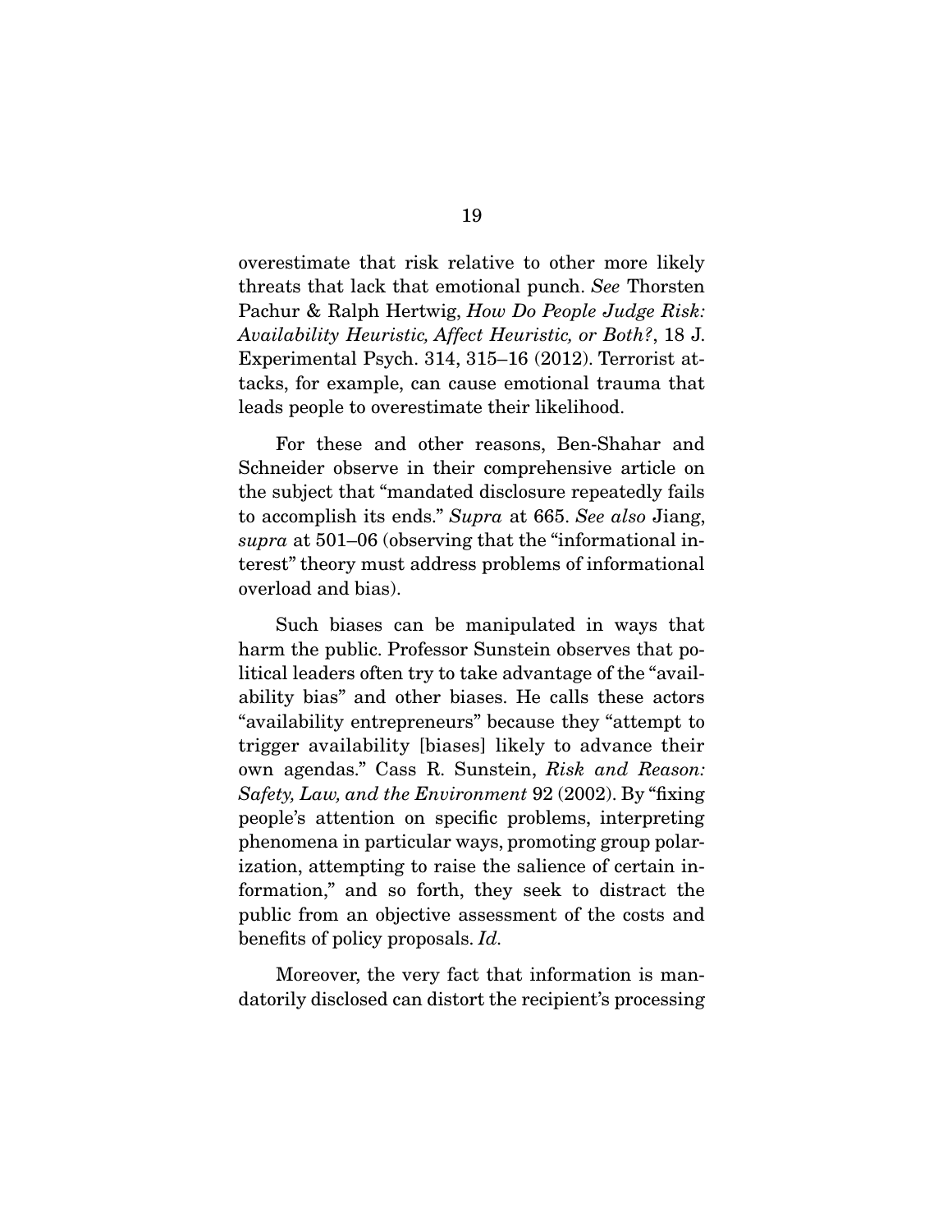overestimate that risk relative to other more likely threats that lack that emotional punch. *See* Thorsten Pachur & Ralph Hertwig, *How Do People Judge Risk: Availability Heuristic, Affect Heuristic, or Both?*, 18 J. Experimental Psych. 314, 315–16 (2012). Terrorist attacks, for example, can cause emotional trauma that leads people to overestimate their likelihood.

For these and other reasons, Ben-Shahar and Schneider observe in their comprehensive article on the subject that "mandated disclosure repeatedly fails to accomplish its ends." *Supra* at 665. *See also* Jiang, *supra* at 501–06 (observing that the "informational interest" theory must address problems of informational overload and bias).

Such biases can be manipulated in ways that harm the public. Professor Sunstein observes that political leaders often try to take advantage of the "availability bias" and other biases. He calls these actors "availability entrepreneurs" because they "attempt to trigger availability [biases] likely to advance their own agendas." Cass R. Sunstein, *Risk and Reason: Safety, Law, and the Environment* 92 (2002). By "fixing people's attention on specific problems, interpreting phenomena in particular ways, promoting group polarization, attempting to raise the salience of certain information," and so forth, they seek to distract the public from an objective assessment of the costs and benefits of policy proposals. *Id.*

Moreover, the very fact that information is mandatorily disclosed can distort the recipient's processing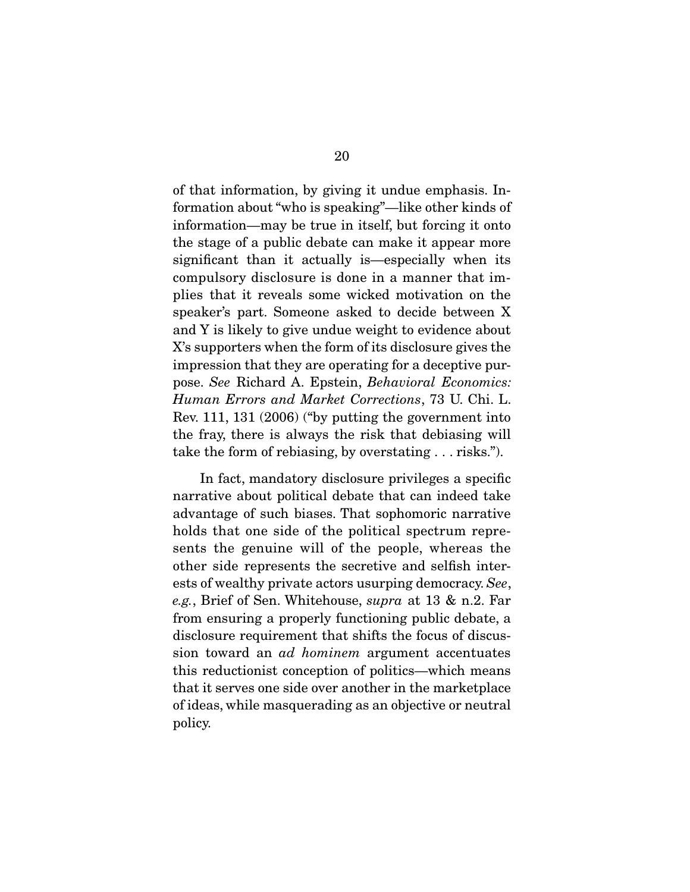of that information, by giving it undue emphasis. Information about "who is speaking"—like other kinds of information—may be true in itself, but forcing it onto the stage of a public debate can make it appear more significant than it actually is—especially when its compulsory disclosure is done in a manner that implies that it reveals some wicked motivation on the speaker's part. Someone asked to decide between X and Y is likely to give undue weight to evidence about X's supporters when the form of its disclosure gives the impression that they are operating for a deceptive purpose. *See* Richard A. Epstein, *Behavioral Economics: Human Errors and Market Corrections*, 73 U. Chi. L. Rev. 111, 131 (2006) ("by putting the government into the fray, there is always the risk that debiasing will take the form of rebiasing, by overstating . . . risks.").

In fact, mandatory disclosure privileges a specific narrative about political debate that can indeed take advantage of such biases. That sophomoric narrative holds that one side of the political spectrum represents the genuine will of the people, whereas the other side represents the secretive and selfish interests of wealthy private actors usurping democracy. *See*, *e.g.*, Brief of Sen. Whitehouse, *supra* at 13 & n.2. Far from ensuring a properly functioning public debate, a disclosure requirement that shifts the focus of discussion toward an *ad hominem* argument accentuates this reductionist conception of politics—which means that it serves one side over another in the marketplace of ideas, while masquerading as an objective or neutral policy.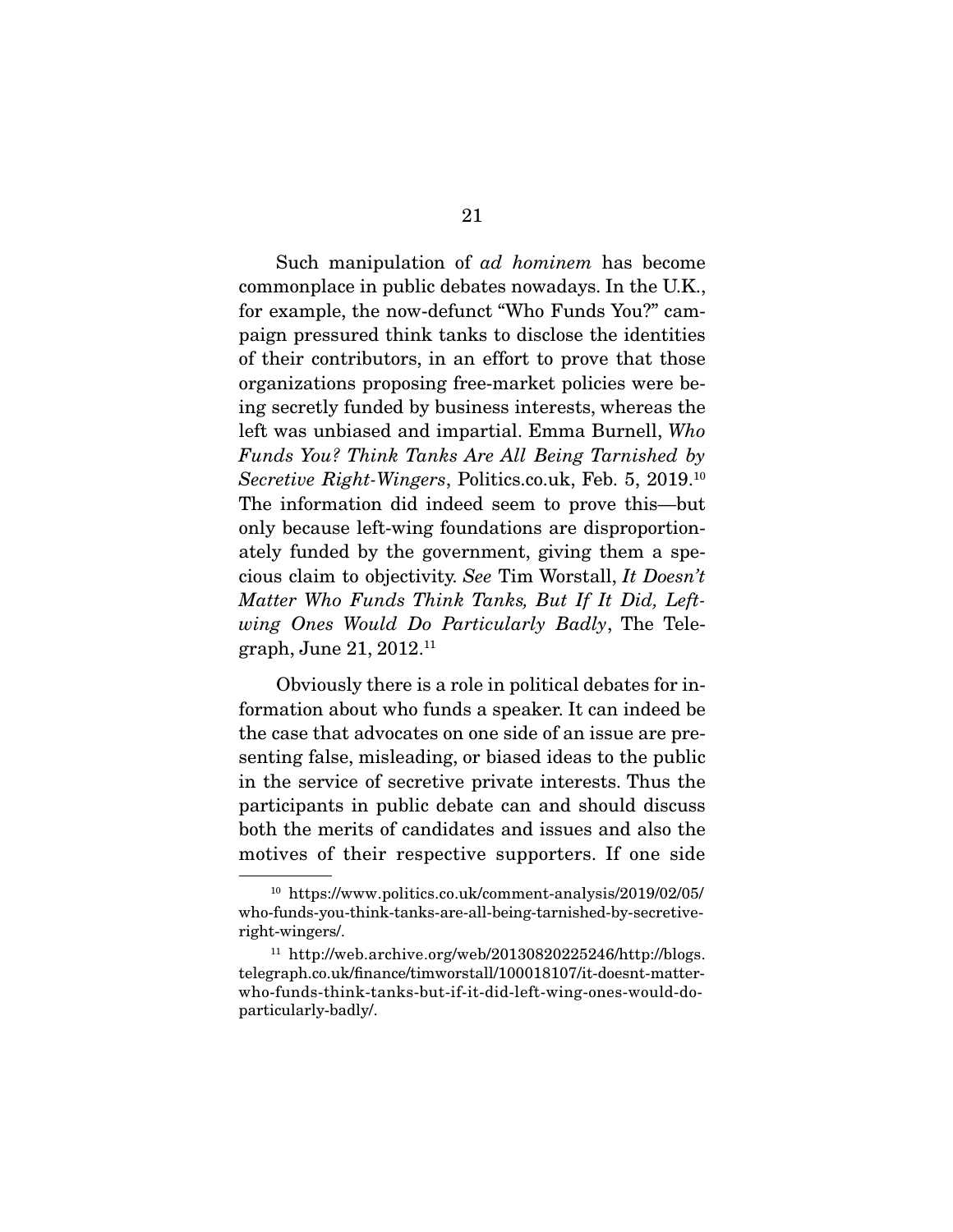Such manipulation of *ad hominem* has become commonplace in public debates nowadays. In the U.K., for example, the now-defunct "Who Funds You?" campaign pressured think tanks to disclose the identities of their contributors, in an effort to prove that those organizations proposing free-market policies were being secretly funded by business interests, whereas the left was unbiased and impartial. Emma Burnell, *Who Funds You? Think Tanks Are All Being Tarnished by Secretive Right-Wingers*, Politics.co.uk, Feb. 5, 2019.[10] The information did indeed seem to prove this—but only because left-wing foundations are disproportionately funded by the government, giving them a specious claim to objectivity. *See* Tim Worstall, *It Doesn't Matter Who Funds Think Tanks, But If It Did, Left-wing Ones Would Do Particularly Badly*, The Telegraph, June 21, 2012.[11]

Obviously there is a role in political debates for information about who funds a speaker. It can indeed be the case that advocates on one side of an issue are presenting false, misleading, or biased ideas to the public in the service of secretive private interests. Thus the participants in public debate can and should discuss both the merits of candidates and issues and also the motives of their respective supporters. If one side

---

[10] https://www.politics.co.uk/comment-analysis/2019/02/05/who-funds-you-think-tanks-are-all-being-tarnished-by-secretive-right-wingers/.

[11] http://web.archive.org/web/20130820225246/http://blogs.telegraph.co.uk/finance/timworstall/100018107/it-doesnt-matter-who-funds-think-tanks-but-if-it-did-left-wing-ones-would-do-particularly-badly/.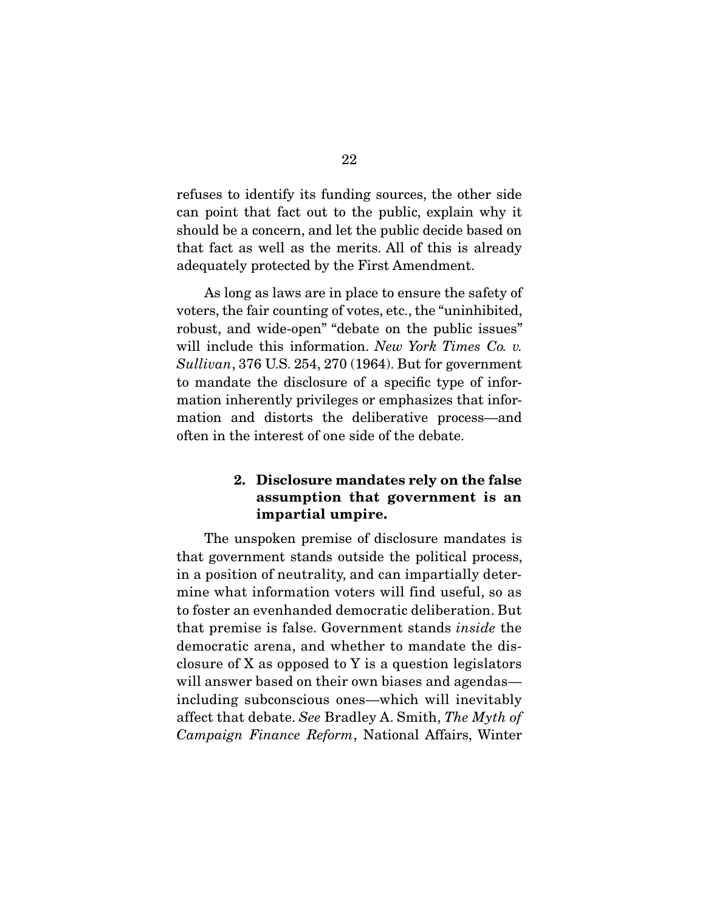refuses to identify its funding sources, the other side can point that fact out to the public, explain why it should be a concern, and let the public decide based on that fact as well as the merits. All of this is already adequately protected by the First Amendment.

As long as laws are in place to ensure the safety of voters, the fair counting of votes, etc., the "uninhibited, robust, and wide-open" "debate on the public issues" will include this information. *New York Times Co. v. Sullivan*, 376 U.S. 254, 270 (1964). But for government to mandate the disclosure of a specific type of information inherently privileges or emphasizes that information and distorts the deliberative process—and often in the interest of one side of the debate.

#### 2. Disclosure mandates rely on the false assumption that government is an impartial umpire.

The unspoken premise of disclosure mandates is that government stands outside the political process, in a position of neutrality, and can impartially determine what information voters will find useful, so as to foster an evenhanded democratic deliberation. But that premise is false. Government stands *inside* the democratic arena, and whether to mandate the disclosure of X as opposed to Y is a question legislators will answer based on their own biases and agendas—including subconscious ones—which will inevitably affect that debate. *See* Bradley A. Smith, *The Myth of Campaign Finance Reform*, National Affairs, Winter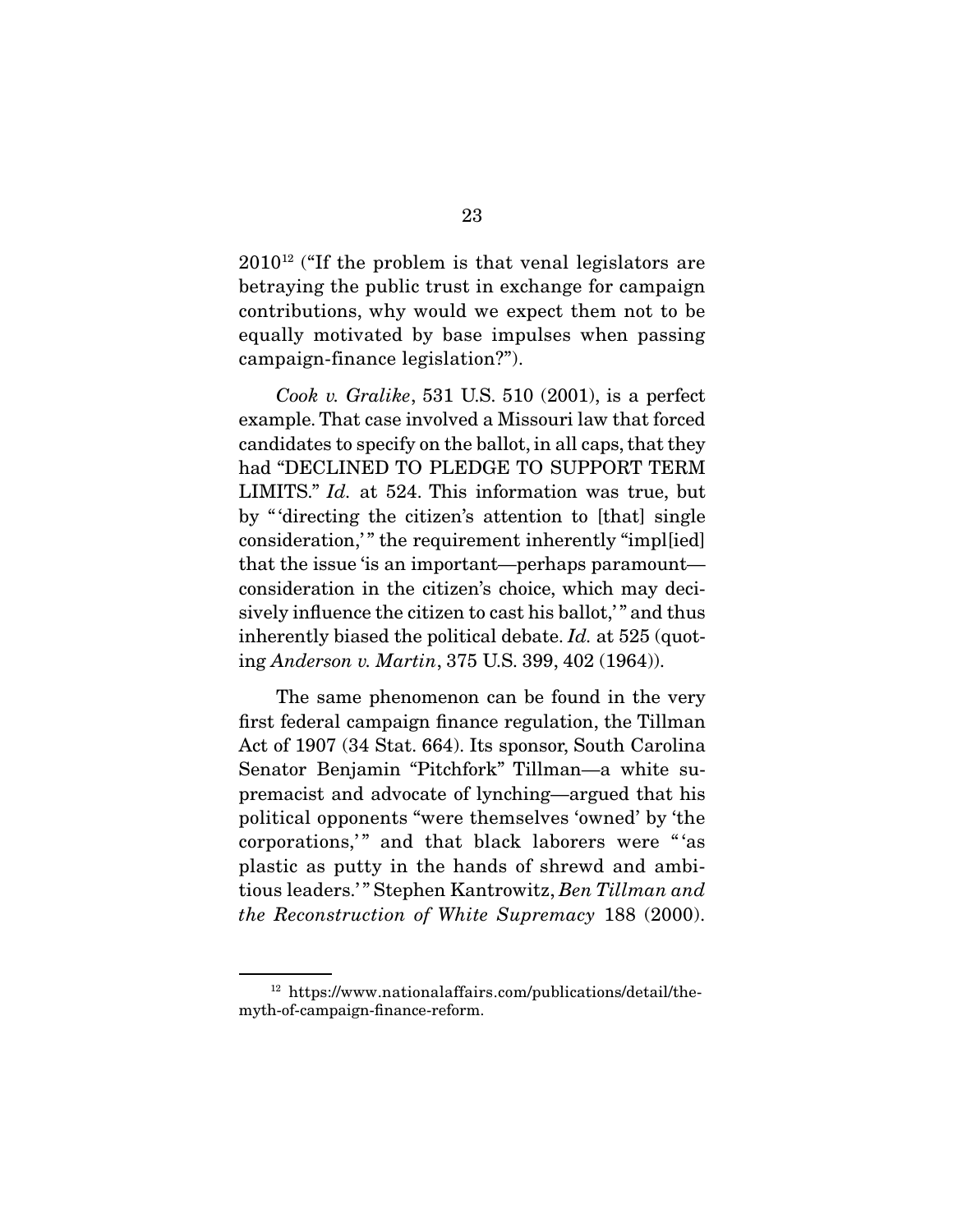2010[12] ("If the problem is that venal legislators are betraying the public trust in exchange for campaign contributions, why would we expect them not to be equally motivated by base impulses when passing campaign-finance legislation?").

*Cook v. Gralike*, 531 U.S. 510 (2001), is a perfect example. That case involved a Missouri law that forced candidates to specify on the ballot, in all caps, that they had "DECLINED TO PLEDGE TO SUPPORT TERM LIMITS." *Id.* at 524. This information was true, but by "'directing the citizen's attention to [that] single consideration,'" the requirement inherently "impl[ied] that the issue 'is an important—perhaps paramount—consideration in the citizen's choice, which may decisively influence the citizen to cast his ballot,'" and thus inherently biased the political debate. *Id.* at 525 (quoting *Anderson v. Martin*, 375 U.S. 399, 402 (1964)).

The same phenomenon can be found in the very first federal campaign finance regulation, the Tillman Act of 1907 (34 Stat. 664). Its sponsor, South Carolina Senator Benjamin "Pitchfork" Tillman—a white supremacist and advocate of lynching—argued that his political opponents "were themselves 'owned' by 'the corporations,'" and that black laborers were "'as plastic as putty in the hands of shrewd and ambitious leaders.'" Stephen Kantrowitz, *Ben Tillman and the Reconstruction of White Supremacy* 188 (2000).

[12] https://www.nationalaffairs.com/publications/detail/the-myth-of-campaign-finance-reform.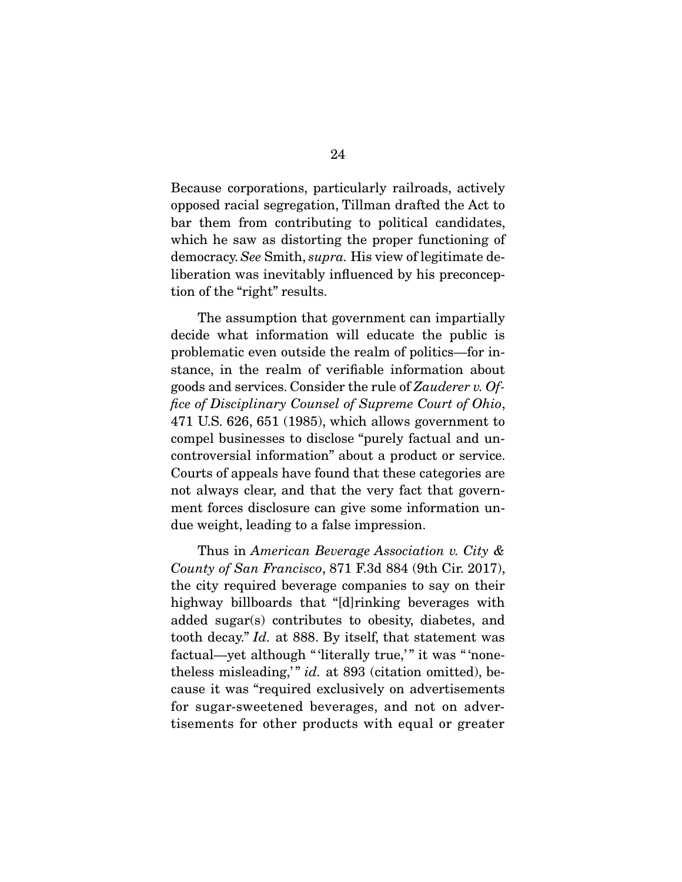Because corporations, particularly railroads, actively opposed racial segregation, Tillman drafted the Act to bar them from contributing to political candidates, which he saw as distorting the proper functioning of democracy. *See* Smith, *supra.* His view of legitimate deliberation was inevitably influenced by his preconception of the "right" results.

The assumption that government can impartially decide what information will educate the public is problematic even outside the realm of politics—for instance, in the realm of verifiable information about goods and services. Consider the rule of *Zauderer v. Office of Disciplinary Counsel of Supreme Court of Ohio*, 471 U.S. 626, 651 (1985), which allows government to compel businesses to disclose "purely factual and uncontroversial information" about a product or service. Courts of appeals have found that these categories are not always clear, and that the very fact that government forces disclosure can give some information undue weight, leading to a false impression.

Thus in *American Beverage Association v. City & County of San Francisco*, 871 F.3d 884 (9th Cir. 2017), the city required beverage companies to say on their highway billboards that "[d]rinking beverages with added sugar(s) contributes to obesity, diabetes, and tooth decay." *Id.* at 888. By itself, that statement was factual—yet although "'literally true,'" it was "'nonetheless misleading,'" *id.* at 893 (citation omitted), because it was "required exclusively on advertisements for sugar-sweetened beverages, and not on advertisements for other products with equal or greater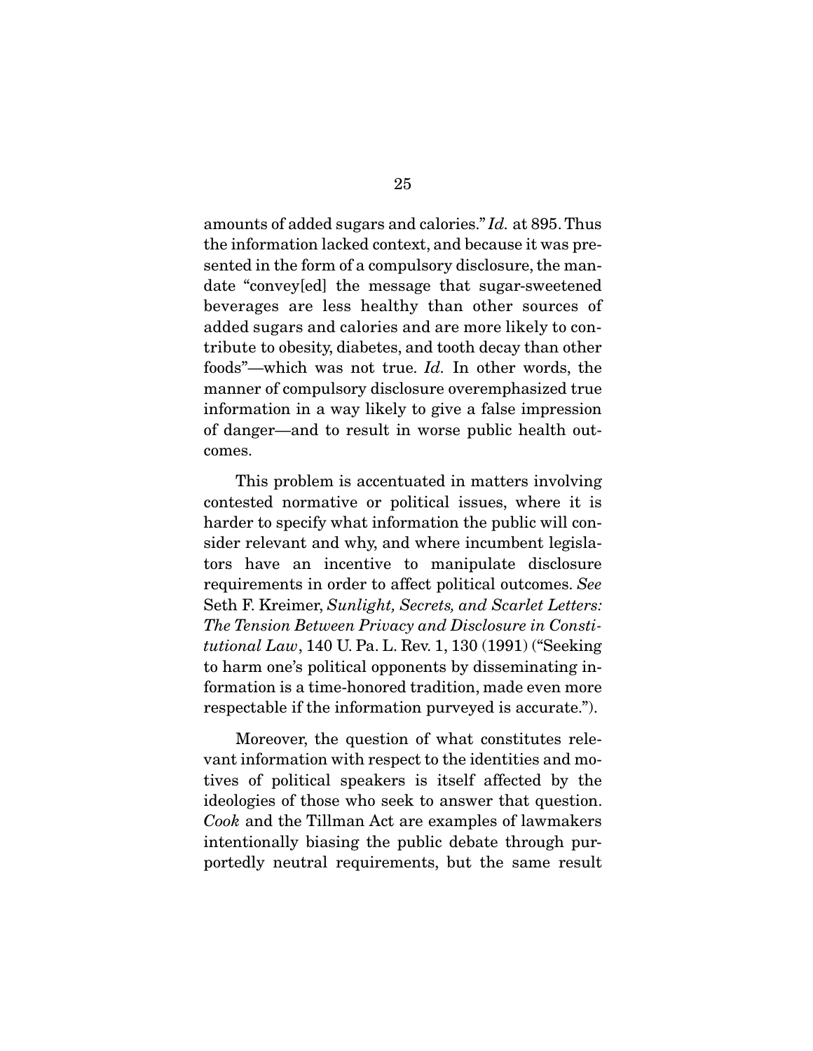amounts of added sugars and calories." *Id.* at 895. Thus the information lacked context, and because it was presented in the form of a compulsory disclosure, the mandate "convey[ed] the message that sugar-sweetened beverages are less healthy than other sources of added sugars and calories and are more likely to contribute to obesity, diabetes, and tooth decay than other foods"—which was not true. *Id.* In other words, the manner of compulsory disclosure overemphasized true information in a way likely to give a false impression of danger—and to result in worse public health outcomes.

This problem is accentuated in matters involving contested normative or political issues, where it is harder to specify what information the public will consider relevant and why, and where incumbent legislators have an incentive to manipulate disclosure requirements in order to affect political outcomes. *See* Seth F. Kreimer, *Sunlight, Secrets, and Scarlet Letters: The Tension Between Privacy and Disclosure in Constitutional Law*, 140 U. Pa. L. Rev. 1, 130 (1991) ("Seeking to harm one's political opponents by disseminating information is a time-honored tradition, made even more respectable if the information purveyed is accurate.").

Moreover, the question of what constitutes relevant information with respect to the identities and motives of political speakers is itself affected by the ideologies of those who seek to answer that question. *Cook* and the Tillman Act are examples of lawmakers intentionally biasing the public debate through purportedly neutral requirements, but the same result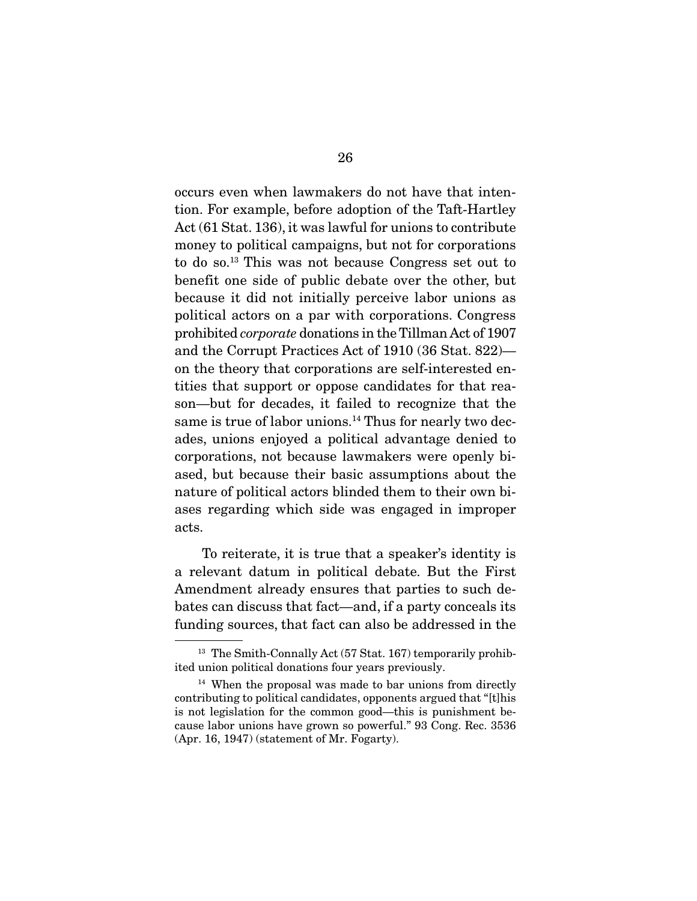occurs even when lawmakers do not have that intention. For example, before adoption of the Taft-Hartley Act (61 Stat. 136), it was lawful for unions to contribute money to political campaigns, but not for corporations to do so.[13] This was not because Congress set out to benefit one side of public debate over the other, but because it did not initially perceive labor unions as political actors on a par with corporations. Congress prohibited *corporate* donations in the Tillman Act of 1907 and the Corrupt Practices Act of 1910 (36 Stat. 822)—on the theory that corporations are self-interested entities that support or oppose candidates for that reason—but for decades, it failed to recognize that the same is true of labor unions.[14] Thus for nearly two decades, unions enjoyed a political advantage denied to corporations, not because lawmakers were openly biased, but because their basic assumptions about the nature of political actors blinded them to their own biases regarding which side was engaged in improper acts.

To reiterate, it is true that a speaker's identity is a relevant datum in political debate. But the First Amendment already ensures that parties to such debates can discuss that fact—and, if a party conceals its funding sources, that fact can also be addressed in the

---

[13] The Smith-Connally Act (57 Stat. 167) temporarily prohibited union political donations four years previously.

[14] When the proposal was made to bar unions from directly contributing to political candidates, opponents argued that "[t]his is not legislation for the common good—this is punishment because labor unions have grown so powerful." 93 Cong. Rec. 3536 (Apr. 16, 1947) (statement of Mr. Fogarty).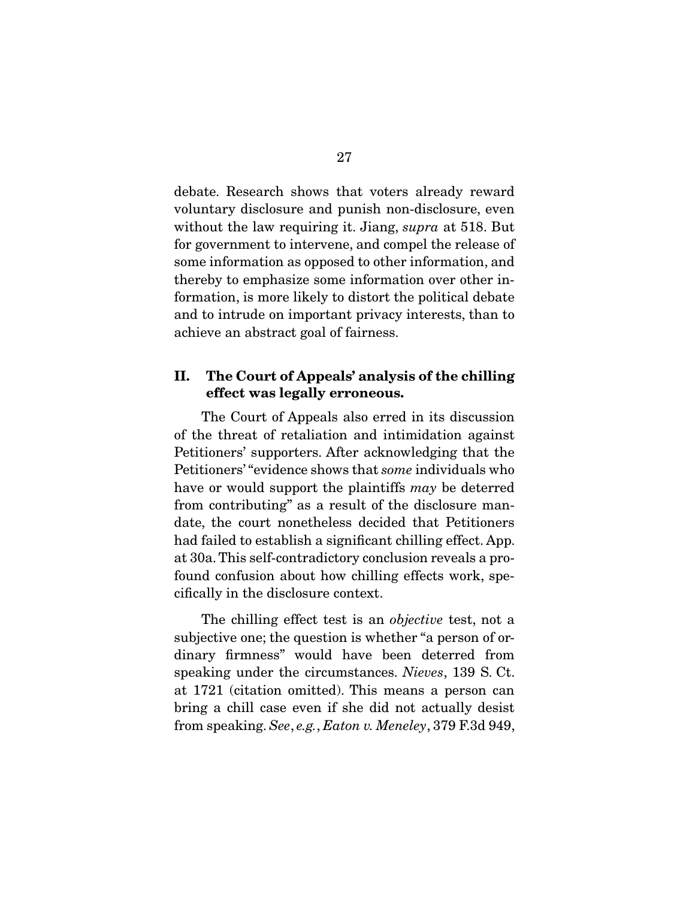debate. Research shows that voters already reward voluntary disclosure and punish non-disclosure, even without the law requiring it. Jiang, *supra* at 518. But for government to intervene, and compel the release of some information as opposed to other information, and thereby to emphasize some information over other information, is more likely to distort the political debate and to intrude on important privacy interests, than to achieve an abstract goal of fairness.

## II. The Court of Appeals' analysis of the chilling effect was legally erroneous.

The Court of Appeals also erred in its discussion of the threat of retaliation and intimidation against Petitioners' supporters. After acknowledging that the Petitioners' "evidence shows that *some* individuals who have or would support the plaintiffs *may* be deterred from contributing" as a result of the disclosure mandate, the court nonetheless decided that Petitioners had failed to establish a significant chilling effect. App. at 30a. This self-contradictory conclusion reveals a profound confusion about how chilling effects work, specifically in the disclosure context.

The chilling effect test is an *objective* test, not a subjective one; the question is whether "a person of ordinary firmness" would have been deterred from speaking under the circumstances. *Nieves*, 139 S. Ct. at 1721 (citation omitted). This means a person can bring a chill case even if she did not actually desist from speaking. *See*, *e.g.*, *Eaton v. Meneley*, 379 F.3d 949,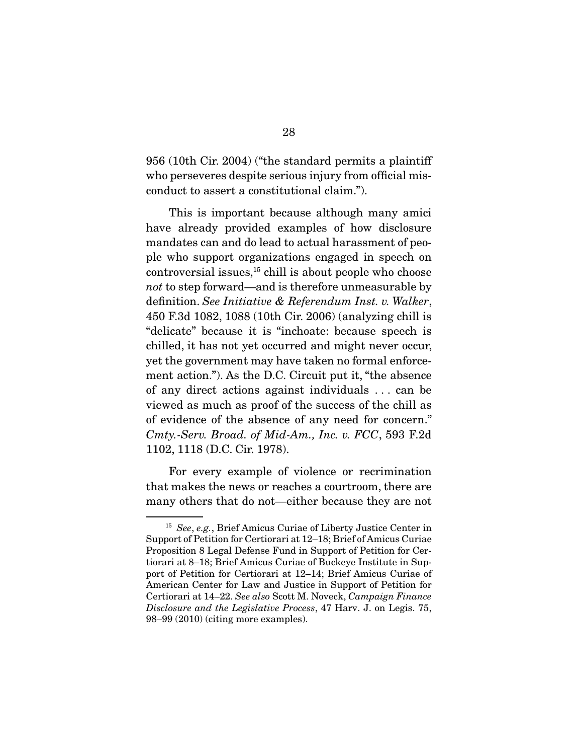956 (10th Cir. 2004) ("the standard permits a plaintiff who perseveres despite serious injury from official misconduct to assert a constitutional claim.").

This is important because although many amici have already provided examples of how disclosure mandates can and do lead to actual harassment of people who support organizations engaged in speech on controversial issues,[15] chill is about people who choose *not* to step forward—and is therefore unmeasurable by definition. *See Initiative & Referendum Inst. v. Walker*, 450 F.3d 1082, 1088 (10th Cir. 2006) (analyzing chill is "delicate" because it is "inchoate: because speech is chilled, it has not yet occurred and might never occur, yet the government may have taken no formal enforcement action."). As the D.C. Circuit put it, "the absence of any direct actions against individuals . . . can be viewed as much as proof of the success of the chill as of evidence of the absence of any need for concern." *Cmty.-Serv. Broad. of Mid-Am., Inc. v. FCC*, 593 F.2d 1102, 1118 (D.C. Cir. 1978).

For every example of violence or recrimination that makes the news or reaches a courtroom, there are many others that do not—either because they are not

---

[15] *See*, *e.g.*, Brief Amicus Curiae of Liberty Justice Center in Support of Petition for Certiorari at 12–18; Brief of Amicus Curiae Proposition 8 Legal Defense Fund in Support of Petition for Certiorari at 8–18; Brief Amicus Curiae of Buckeye Institute in Support of Petition for Certiorari at 12–14; Brief Amicus Curiae of American Center for Law and Justice in Support of Petition for Certiorari at 14–22. *See also* Scott M. Noveck, *Campaign Finance Disclosure and the Legislative Process*, 47 Harv. J. on Legis. 75, 98–99 (2010) (citing more examples).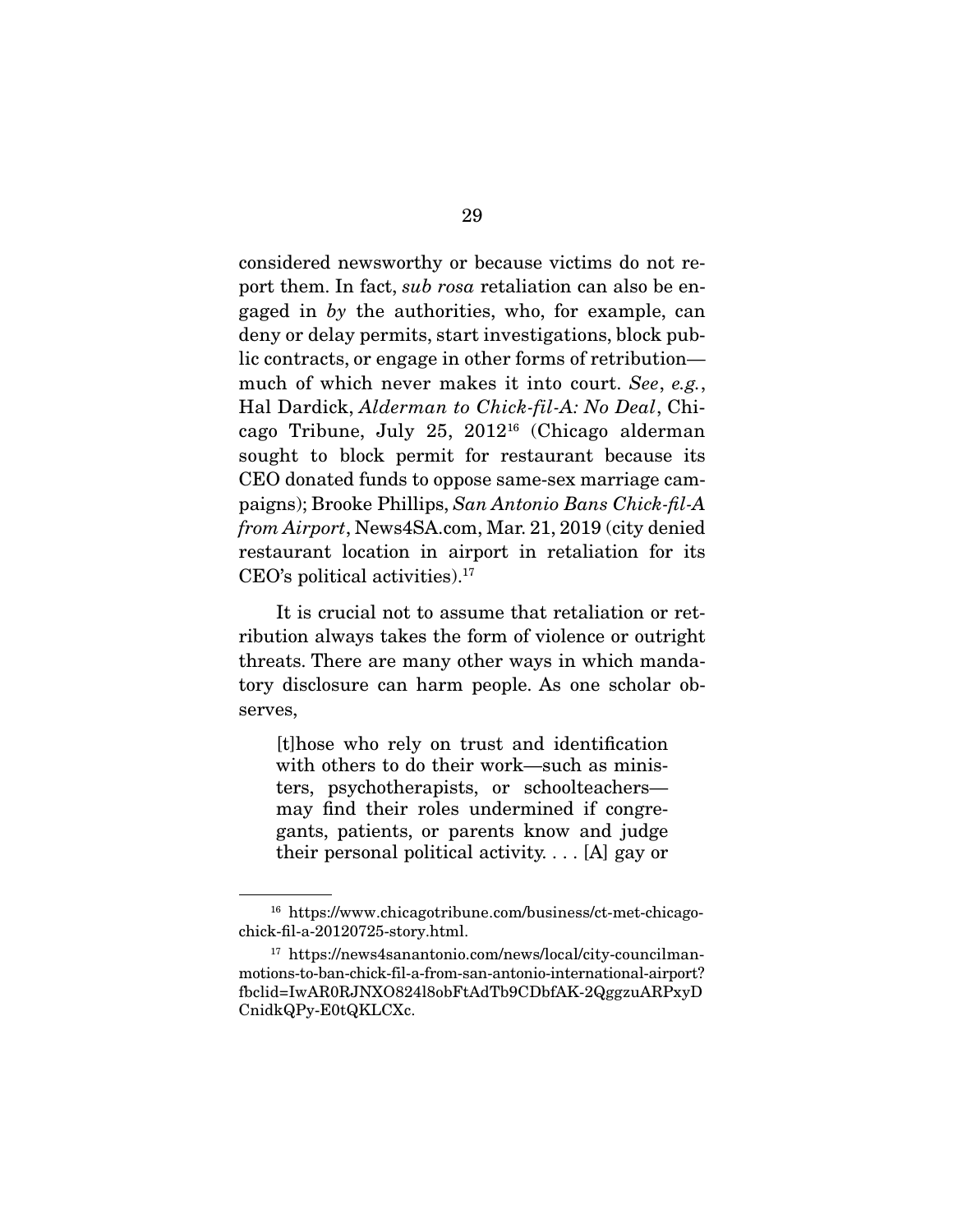considered newsworthy or because victims do not report them. In fact, *sub rosa* retaliation can also be engaged in *by* the authorities, who, for example, can deny or delay permits, start investigations, block public contracts, or engage in other forms of retribution—much of which never makes it into court. *See*, *e.g.*, Hal Dardick, *Alderman to Chick-fil-A: No Deal*, Chicago Tribune, July 25, 2012[16] (Chicago alderman sought to block permit for restaurant because its CEO donated funds to oppose same-sex marriage campaigns); Brooke Phillips, *San Antonio Bans Chick-fil-A from Airport*, News4SA.com, Mar. 21, 2019 (city denied restaurant location in airport in retaliation for its CEO's political activities).[17]

It is crucial not to assume that retaliation or retribution always takes the form of violence or outright threats. There are many other ways in which mandatory disclosure can harm people. As one scholar observes,

> [t]hose who rely on trust and identification with others to do their work—such as ministers, psychotherapists, or schoolteachers—may find their roles undermined if congregants, patients, or parents know and judge their personal political activity. . . . [A] gay or

---

[16] https://www.chicagotribune.com/business/ct-met-chicago-chick-fil-a-20120725-story.html.

[17] https://news4sanantonio.com/news/local/city-councilman-motions-to-ban-chick-fil-a-from-san-antonio-international-airport?fbclid=IwAR0RJNXO824l8obFtAdTb9CDbfAK-2QggzuARPxyDCnidkQPy-E0tQKLCXc.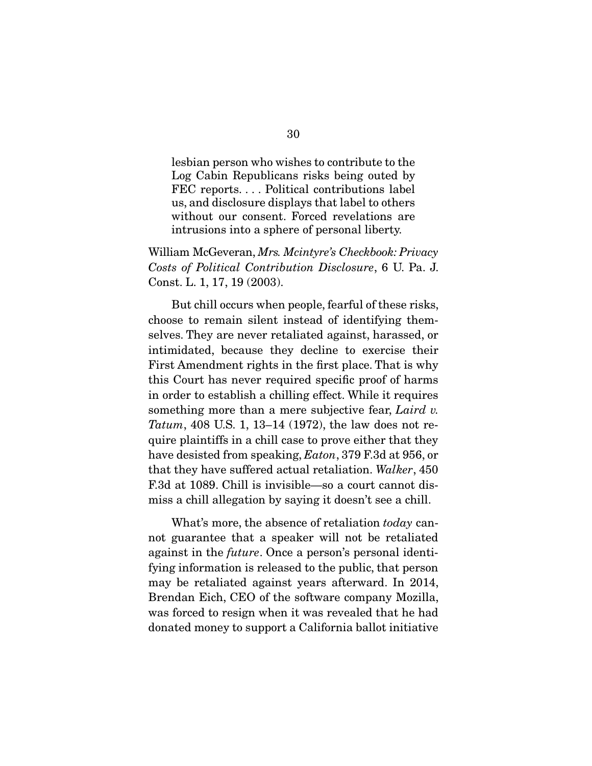> lesbian person who wishes to contribute to the Log Cabin Republicans risks being outed by FEC reports. . . . Political contributions label us, and disclosure displays that label to others without our consent. Forced revelations are intrusions into a sphere of personal liberty.

William McGeveran, *Mrs. Mcintyre's Checkbook: Privacy Costs of Political Contribution Disclosure*, 6 U. Pa. J. Const. L. 1, 17, 19 (2003).

But chill occurs when people, fearful of these risks, choose to remain silent instead of identifying themselves. They are never retaliated against, harassed, or intimidated, because they decline to exercise their First Amendment rights in the first place. That is why this Court has never required specific proof of harms in order to establish a chilling effect. While it requires something more than a mere subjective fear, *Laird v. Tatum*, 408 U.S. 1, 13–14 (1972), the law does not require plaintiffs in a chill case to prove either that they have desisted from speaking, *Eaton*, 379 F.3d at 956, or that they have suffered actual retaliation. *Walker*, 450 F.3d at 1089. Chill is invisible—so a court cannot dismiss a chill allegation by saying it doesn't see a chill.

What's more, the absence of retaliation *today* cannot guarantee that a speaker will not be retaliated against in the *future*. Once a person's personal identifying information is released to the public, that person may be retaliated against years afterward. In 2014, Brendan Eich, CEO of the software company Mozilla, was forced to resign when it was revealed that he had donated money to support a California ballot initiative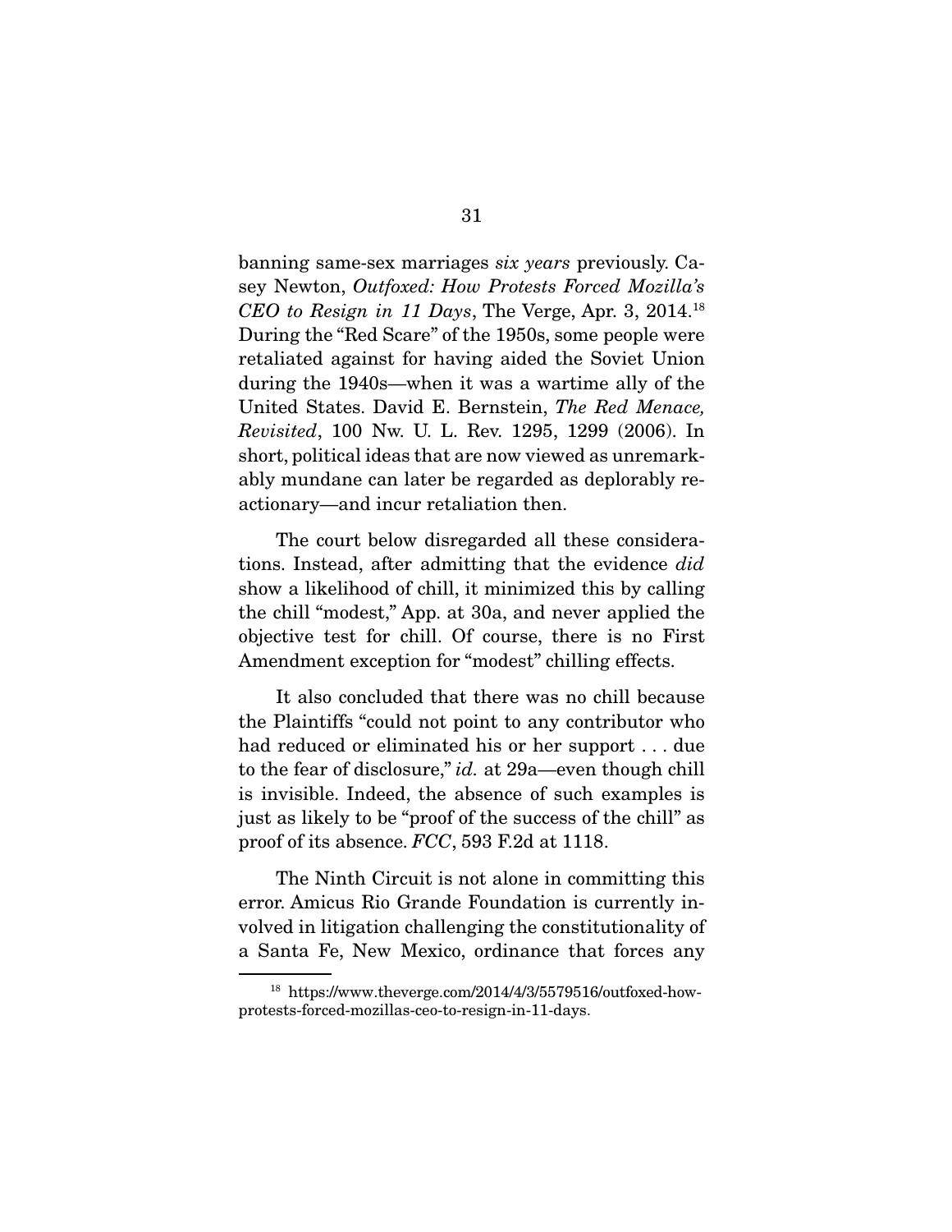banning same-sex marriages *six years* previously. Casey Newton, *Outfoxed: How Protests Forced Mozilla's CEO to Resign in 11 Days*, The Verge, Apr. 3, 2014.[18] During the "Red Scare" of the 1950s, some people were retaliated against for having aided the Soviet Union during the 1940s—when it was a wartime ally of the United States. David E. Bernstein, *The Red Menace, Revisited*, 100 Nw. U. L. Rev. 1295, 1299 (2006). In short, political ideas that are now viewed as unremarkably mundane can later be regarded as deplorably reactionary—and incur retaliation then.

The court below disregarded all these considerations. Instead, after admitting that the evidence *did* show a likelihood of chill, it minimized this by calling the chill "modest," App. at 30a, and never applied the objective test for chill. Of course, there is no First Amendment exception for "modest" chilling effects.

It also concluded that there was no chill because the Plaintiffs "could not point to any contributor who had reduced or eliminated his or her support . . . due to the fear of disclosure," *id.* at 29a—even though chill is invisible. Indeed, the absence of such examples is just as likely to be "proof of the success of the chill" as proof of its absence. *FCC*, 593 F.2d at 1118.

The Ninth Circuit is not alone in committing this error. Amicus Rio Grande Foundation is currently involved in litigation challenging the constitutionality of a Santa Fe, New Mexico, ordinance that forces any

---

[18] https://www.theverge.com/2014/4/3/5579516/outfoxed-how-protests-forced-mozillas-ceo-to-resign-in-11-days.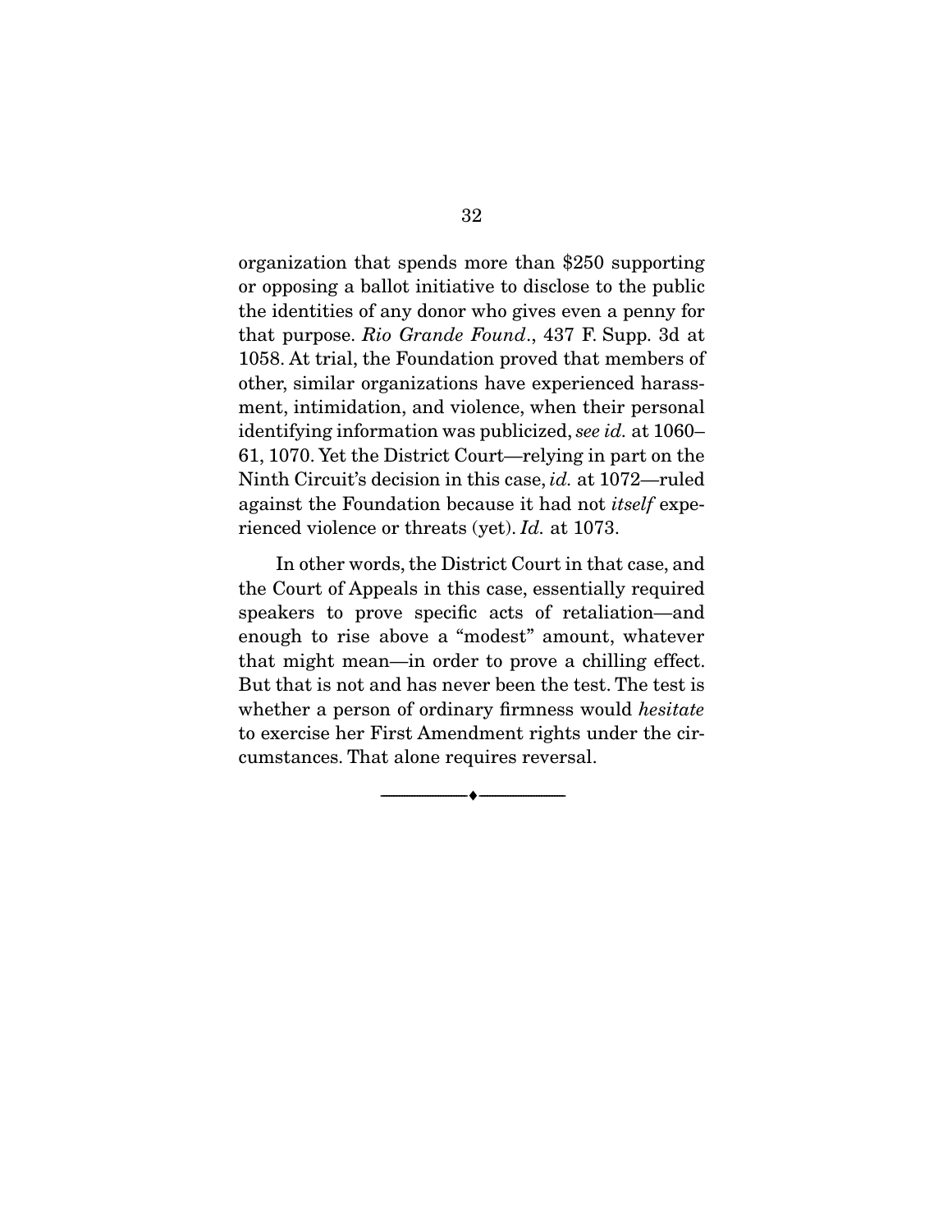organization that spends more than $250 supporting or opposing a ballot initiative to disclose to the public the identities of any donor who gives even a penny for that purpose. *Rio Grande Found.*, 437 F. Supp. 3d at 1058. At trial, the Foundation proved that members of other, similar organizations have experienced harassment, intimidation, and violence, when their personal identifying information was publicized, *see id.* at 1060–61, 1070. Yet the District Court—relying in part on the Ninth Circuit's decision in this case, *id.* at 1072—ruled against the Foundation because it had not *itself* experienced violence or threats (yet). *Id.* at 1073.

In other words, the District Court in that case, and the Court of Appeals in this case, essentially required speakers to prove specific acts of retaliation—and enough to rise above a "modest" amount, whatever that might mean—in order to prove a chilling effect. But that is not and has never been the test. The test is whether a person of ordinary firmness would *hesitate* to exercise her First Amendment rights under the circumstances. That alone requires reversal.

---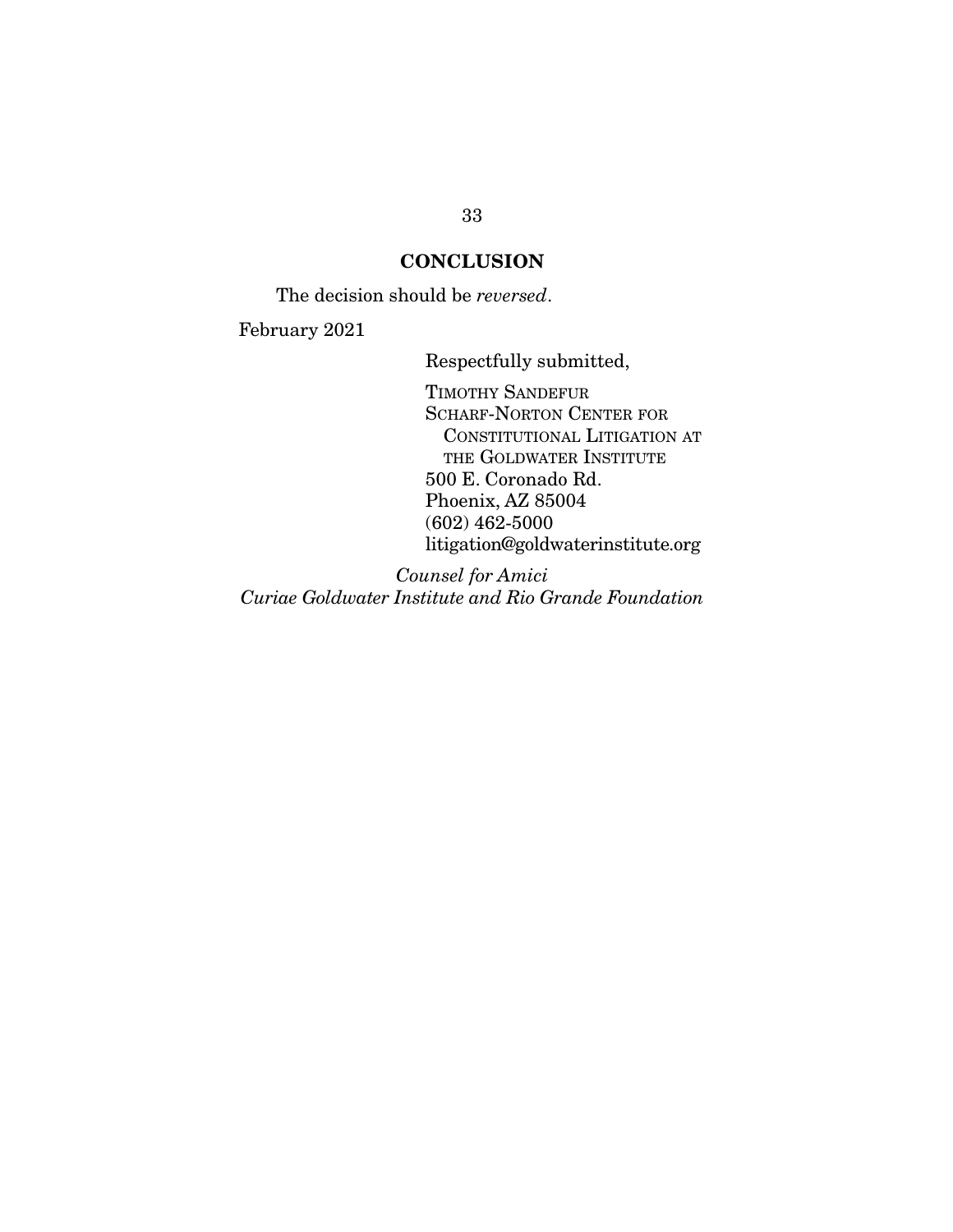## CONCLUSION

The decision should be *reversed*.

February 2021

Respectfully submitted,

TIMOTHY SANDEFUR
SCHARF-NORTON CENTER FOR CONSTITUTIONAL LITIGATION AT THE GOLDWATER INSTITUTE
500 E. Coronado Rd.
Phoenix, AZ 85004
(602) 462-5000
litigation@goldwaterinstitute.org

*Counsel for Amici Curiae Goldwater Institute and Rio Grande Foundation*